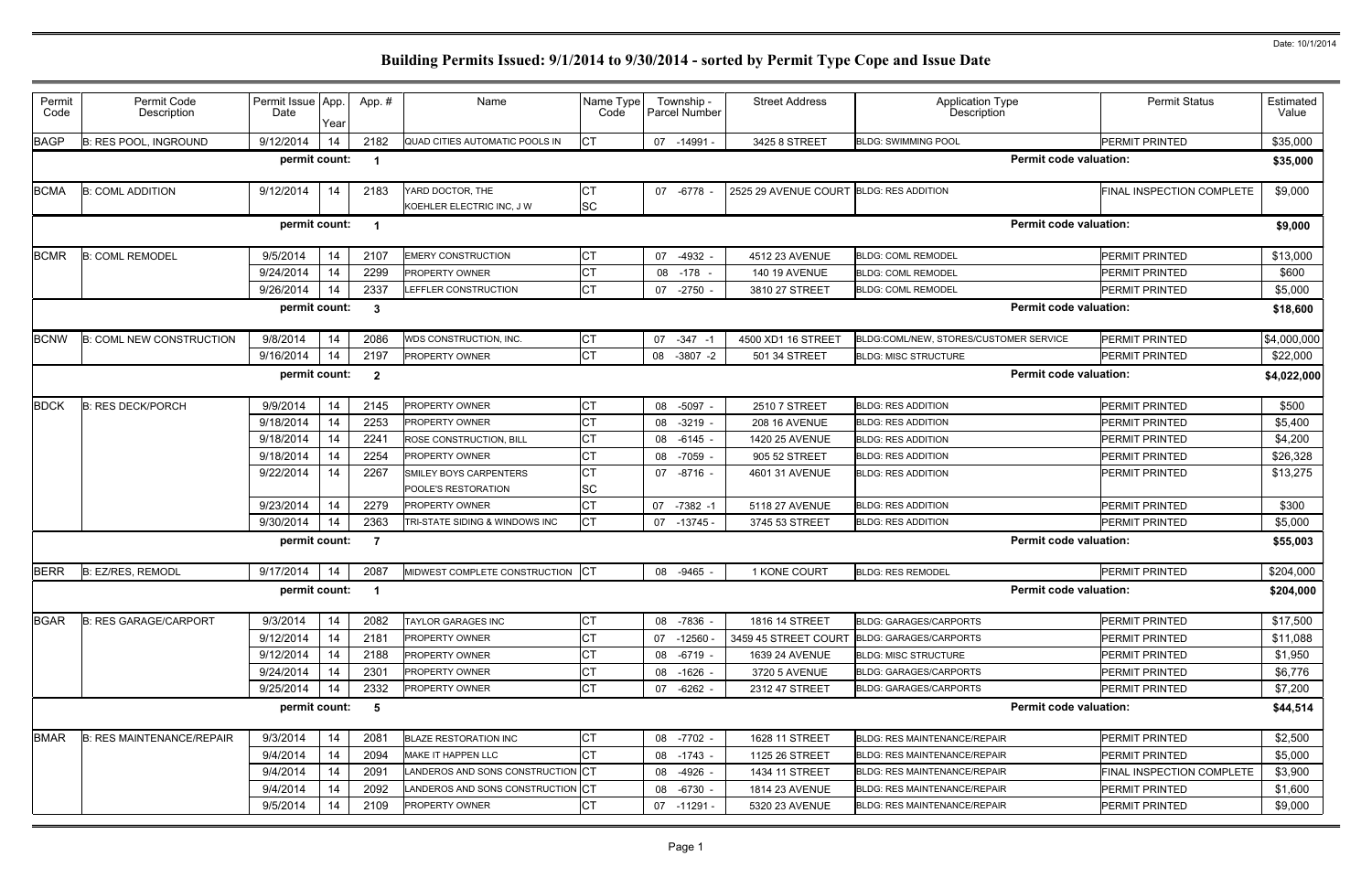Date: 10/1/2014

# Building Permits Issued: 9/1/2014 to 9/30/2014 - sorted by Permit Type Cope and Issue Date

| Permit Code | Permit Code Description | Permit Issue Date | App. Year | App. # | Name | Name Type Code | Township - Parcel Number | Street Address | Application Type Description | Permit Status | Estimated Value |
|---|---|---|---|---|---|---|---|---|---|---|---|
| BAGP | B: RES POOL, INGROUND | 9/12/2014 | 14 | 2182 | QUAD CITIES AUTOMATIC POOLS IN | CT | 07 -14991 - | 3425 8 STREET | BLDG: SWIMMING POOL | PERMIT PRINTED | $35,000 |
| | | permit count: | | 1 | | | | | Permit code valuation: | | $35,000 |
| BCMA | B: COML ADDITION | 9/12/2014 | 14 | 2183 | YARD DOCTOR, THE<br>KOEHLER ELECTRIC INC, J W | CT<br>SC | 07 -6778 - | 2525 29 AVENUE COURT | BLDG: RES ADDITION | FINAL INSPECTION COMPLETE | $9,000 |
| | | permit count: | | 1 | | | | | Permit code valuation: | | $9,000 |
| BCMR | B: COML REMODEL | 9/5/2014 | 14 | 2107 | EMERY CONSTRUCTION | CT | 07 -4932 - | 4512 23 AVENUE | BLDG: COML REMODEL | PERMIT PRINTED | $13,000 |
| | | 9/24/2014 | 14 | 2299 | PROPERTY OWNER | CT | 08 -178 - | 140 19 AVENUE | BLDG: COML REMODEL | PERMIT PRINTED | $600 |
| | | 9/26/2014 | 14 | 2337 | LEFFLER CONSTRUCTION | CT | 07 -2750 - | 3810 27 STREET | BLDG: COML REMODEL | PERMIT PRINTED | $5,000 |
| | | permit count: | | 3 | | | | | Permit code valuation: | | $18,600 |
| BCNW | B: COML NEW CONSTRUCTION | 9/8/2014 | 14 | 2086 | WDS CONSTRUCTION, INC. | CT | 07 -347 -1 | 4500 XD1 16 STREET | BLDG:COML/NEW, STORES/CUSTOMER SERVICE | PERMIT PRINTED | $4,000,000 |
| | | 9/16/2014 | 14 | 2197 | PROPERTY OWNER | CT | 08 -3807 -2 | 501 34 STREET | BLDG: MISC STRUCTURE | PERMIT PRINTED | $22,000 |
| | | permit count: | | 2 | | | | | Permit code valuation: | | $4,022,000 |
| BDCK | B: RES DECK/PORCH | 9/9/2014 | 14 | 2145 | PROPERTY OWNER | CT | 08 -5097 - | 2510 7 STREET | BLDG: RES ADDITION | PERMIT PRINTED | $500 |
| | | 9/18/2014 | 14 | 2253 | PROPERTY OWNER | CT | 08 -3219 - | 208 16 AVENUE | BLDG: RES ADDITION | PERMIT PRINTED | $5,400 |
| | | 9/18/2014 | 14 | 2241 | ROSE CONSTRUCTION, BILL | CT | 08 -6145 - | 1420 25 AVENUE | BLDG: RES ADDITION | PERMIT PRINTED | $4,200 |
| | | 9/18/2014 | 14 | 2254 | PROPERTY OWNER | CT | 08 -7059 - | 905 52 STREET | BLDG: RES ADDITION | PERMIT PRINTED | $26,328 |
| | | 9/22/2014 | 14 | 2267 | SMILEY BOYS CARPENTERS<br>POOLE'S RESTORATION | CT<br>SC | 07 -8716 - | 4601 31 AVENUE | BLDG: RES ADDITION | PERMIT PRINTED | $13,275 |
| | | 9/23/2014 | 14 | 2279 | PROPERTY OWNER | CT | 07 -7382 -1 | 5118 27 AVENUE | BLDG: RES ADDITION | PERMIT PRINTED | $300 |
| | | 9/30/2014 | 14 | 2363 | TRI-STATE SIDING & WINDOWS INC | CT | 07 -13745 - | 3745 53 STREET | BLDG: RES ADDITION | PERMIT PRINTED | $5,000 |
| | | permit count: | | 7 | | | | | Permit code valuation: | | $55,003 |
| BERR | B: EZ/RES, REMODL | 9/17/2014 | 14 | 2087 | MIDWEST COMPLETE CONSTRUCTION | CT | 08 -9465 - | 1 KONE COURT | BLDG: RES REMODEL | PERMIT PRINTED | $204,000 |
| | | permit count: | | 1 | | | | | Permit code valuation: | | $204,000 |
| BGAR | B: RES GARAGE/CARPORT | 9/3/2014 | 14 | 2082 | TAYLOR GARAGES INC | CT | 08 -7836 - | 1816 14 STREET | BLDG: GARAGES/CARPORTS | PERMIT PRINTED | $17,500 |
| | | 9/12/2014 | 14 | 2181 | PROPERTY OWNER | CT | 07 -12560 - | 3459 45 STREET COURT | BLDG: GARAGES/CARPORTS | PERMIT PRINTED | $11,088 |
| | | 9/12/2014 | 14 | 2188 | PROPERTY OWNER | CT | 08 -6719 - | 1639 24 AVENUE | BLDG: MISC STRUCTURE | PERMIT PRINTED | $1,950 |
| | | 9/24/2014 | 14 | 2301 | PROPERTY OWNER | CT | 08 -1626 - | 3720 5 AVENUE | BLDG: GARAGES/CARPORTS | PERMIT PRINTED | $6,776 |
| | | 9/25/2014 | 14 | 2332 | PROPERTY OWNER | CT | 07 -6262 - | 2312 47 STREET | BLDG: GARAGES/CARPORTS | PERMIT PRINTED | $7,200 |
| | | permit count: | | 5 | | | | | Permit code valuation: | | $44,514 |
| BMAR | B: RES MAINTENANCE/REPAIR | 9/3/2014 | 14 | 2081 | BLAZE RESTORATION INC | CT | 08 -7702 - | 1628 11 STREET | BLDG: RES MAINTENANCE/REPAIR | PERMIT PRINTED | $2,500 |
| | | 9/4/2014 | 14 | 2094 | MAKE IT HAPPEN LLC | CT | 08 -1743 - | 1125 26 STREET | BLDG: RES MAINTENANCE/REPAIR | PERMIT PRINTED | $5,000 |
| | | 9/4/2014 | 14 | 2091 | LANDEROS AND SONS CONSTRUCTION | CT | 08 -4926 - | 1434 11 STREET | BLDG: RES MAINTENANCE/REPAIR | FINAL INSPECTION COMPLETE | $3,900 |
| | | 9/4/2014 | 14 | 2092 | LANDEROS AND SONS CONSTRUCTION | CT | 08 -6730 - | 1814 23 AVENUE | BLDG: RES MAINTENANCE/REPAIR | PERMIT PRINTED | $1,600 |
| | | 9/5/2014 | 14 | 2109 | PROPERTY OWNER | CT | 07 -11291 - | 5320 23 AVENUE | BLDG: RES MAINTENANCE/REPAIR | PERMIT PRINTED | $9,000 |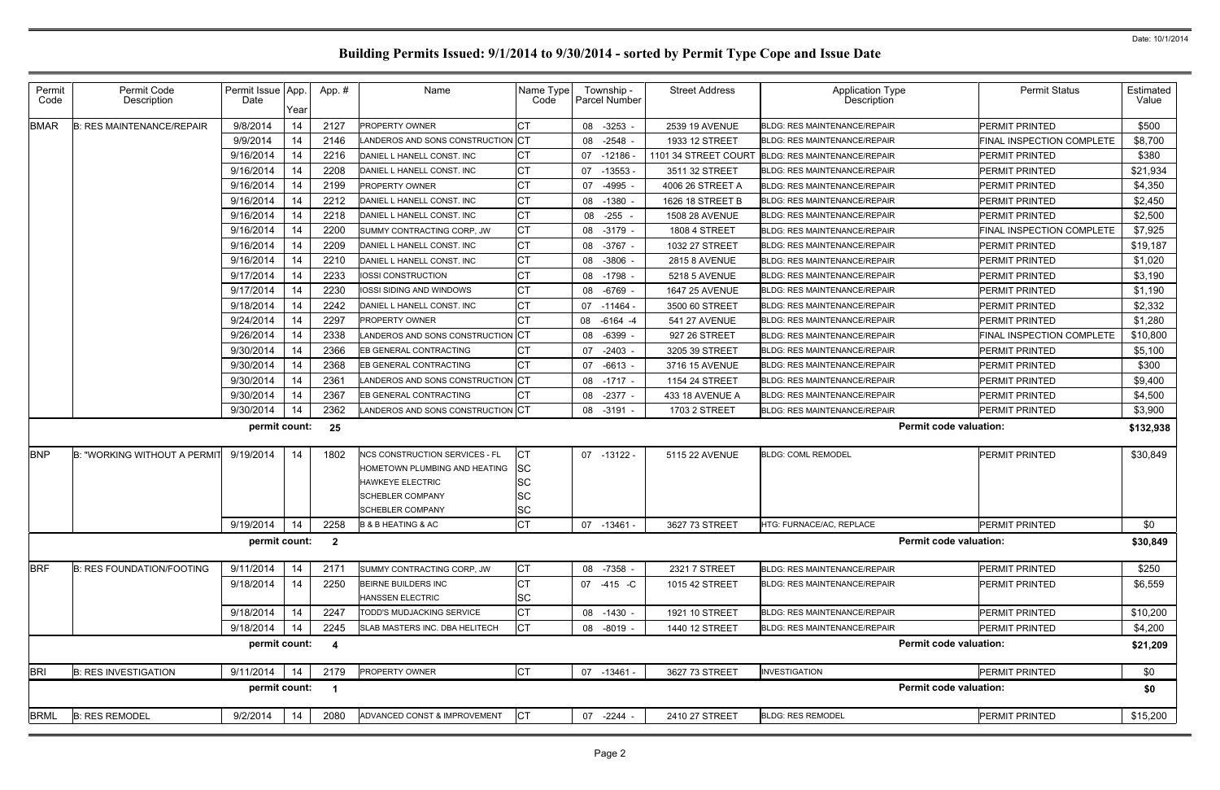# Building Permits Issued: 9/1/2014 to 9/30/2014 - sorted by Permit Type Cope and Issue Date

Date: 10/1/2014

| Permit Code | Permit Code Description | Permit Issue Date | App. Year | App. # | Name | Name Type Code | Township - Parcel Number | Street Address | Application Type Description | Permit Status | Estimated Value |
|---|---|---|---|---|---|---|---|---|---|---|---|
| BMAR | B: RES MAINTENANCE/REPAIR | 9/8/2014 | 14 | 2127 | PROPERTY OWNER | CT | 08 -3253 - | 2539 19 AVENUE | BLDG: RES MAINTENANCE/REPAIR | PERMIT PRINTED | $500 |
| | | 9/9/2014 | 14 | 2146 | LANDEROS AND SONS CONSTRUCTION | CT | 08 -2548 - | 1933 12 STREET | BLDG: RES MAINTENANCE/REPAIR | FINAL INSPECTION COMPLETE | $8,700 |
| | | 9/16/2014 | 14 | 2216 | DANIEL L HANELL CONST. INC | CT | 07 -12186 - | 1101 34 STREET COURT | BLDG: RES MAINTENANCE/REPAIR | PERMIT PRINTED | $380 |
| | | 9/16/2014 | 14 | 2208 | DANIEL L HANELL CONST. INC | CT | 07 -13553 - | 3511 32 STREET | BLDG: RES MAINTENANCE/REPAIR | PERMIT PRINTED | $21,934 |
| | | 9/16/2014 | 14 | 2199 | PROPERTY OWNER | CT | 07 -4995 - | 4006 26 STREET A | BLDG: RES MAINTENANCE/REPAIR | PERMIT PRINTED | $4,350 |
| | | 9/16/2014 | 14 | 2212 | DANIEL L HANELL CONST. INC | CT | 08 -1380 - | 1626 18 STREET B | BLDG: RES MAINTENANCE/REPAIR | PERMIT PRINTED | $2,450 |
| | | 9/16/2014 | 14 | 2218 | DANIEL L HANELL CONST. INC | CT | 08 -255 - | 1508 28 AVENUE | BLDG: RES MAINTENANCE/REPAIR | PERMIT PRINTED | $2,500 |
| | | 9/16/2014 | 14 | 2200 | SUMMY CONTRACTING CORP, JW | CT | 08 -3179 - | 1808 4 STREET | BLDG: RES MAINTENANCE/REPAIR | FINAL INSPECTION COMPLETE | $7,925 |
| | | 9/16/2014 | 14 | 2209 | DANIEL L HANELL CONST. INC | CT | 08 -3767 - | 1032 27 STREET | BLDG: RES MAINTENANCE/REPAIR | PERMIT PRINTED | $19,187 |
| | | 9/16/2014 | 14 | 2210 | DANIEL L HANELL CONST. INC | CT | 08 -3806 - | 2815 8 AVENUE | BLDG: RES MAINTENANCE/REPAIR | PERMIT PRINTED | $1,020 |
| | | 9/17/2014 | 14 | 2233 | IOSSI CONSTRUCTION | CT | 08 -1798 - | 5218 5 AVENUE | BLDG: RES MAINTENANCE/REPAIR | PERMIT PRINTED | $3,190 |
| | | 9/17/2014 | 14 | 2230 | IOSSI SIDING AND WINDOWS | CT | 08 -6769 - | 1647 25 AVENUE | BLDG: RES MAINTENANCE/REPAIR | PERMIT PRINTED | $1,190 |
| | | 9/18/2014 | 14 | 2242 | DANIEL L HANELL CONST. INC | CT | 07 -11464 - | 3500 60 STREET | BLDG: RES MAINTENANCE/REPAIR | PERMIT PRINTED | $2,332 |
| | | 9/24/2014 | 14 | 2297 | PROPERTY OWNER | CT | 08 -6164 -4 | 541 27 AVENUE | BLDG: RES MAINTENANCE/REPAIR | PERMIT PRINTED | $1,280 |
| | | 9/26/2014 | 14 | 2338 | LANDEROS AND SONS CONSTRUCTION | CT | 08 -6399 - | 927 26 STREET | BLDG: RES MAINTENANCE/REPAIR | FINAL INSPECTION COMPLETE | $10,800 |
| | | 9/30/2014 | 14 | 2366 | EB GENERAL CONTRACTING | CT | 07 -2403 - | 3205 39 STREET | BLDG: RES MAINTENANCE/REPAIR | PERMIT PRINTED | $5,100 |
| | | 9/30/2014 | 14 | 2368 | EB GENERAL CONTRACTING | CT | 07 -6613 - | 3716 15 AVENUE | BLDG: RES MAINTENANCE/REPAIR | PERMIT PRINTED | $300 |
| | | 9/30/2014 | 14 | 2361 | LANDEROS AND SONS CONSTRUCTION | CT | 08 -1717 - | 1154 24 STREET | BLDG: RES MAINTENANCE/REPAIR | PERMIT PRINTED | $9,400 |
| | | 9/30/2014 | 14 | 2367 | EB GENERAL CONTRACTING | CT | 08 -2377 - | 433 18 AVENUE A | BLDG: RES MAINTENANCE/REPAIR | PERMIT PRINTED | $4,500 |
| | | 9/30/2014 | 14 | 2362 | LANDEROS AND SONS CONSTRUCTION | CT | 08 -3191 - | 1703 2 STREET | BLDG: RES MAINTENANCE/REPAIR | PERMIT PRINTED | $3,900 |
| | | permit count: | | 25 | | | | | Permit code valuation: | | $132,938 |
| BNP | B: "WORKING WITHOUT A PERMIT | 9/19/2014 | 14 | 1802 | NCS CONSTRUCTION SERVICES - FL | CT | 07 -13122 - | 5115 22 AVENUE | BLDG: COML REMODEL | PERMIT PRINTED | $30,849 |
| | | | | | HOMETOWN PLUMBING AND HEATING | SC | | | | | |
| | | | | | HAWKEYE ELECTRIC | SC | | | | | |
| | | | | | SCHEBLER COMPANY | SC | | | | | |
| | | | | | SCHEBLER COMPANY | SC | | | | | |
| | | 9/19/2014 | 14 | 2258 | B & B HEATING & AC | CT | 07 -13461 - | 3627 73 STREET | HTG: FURNACE/AC, REPLACE | PERMIT PRINTED | $0 |
| | | permit count: | | 2 | | | | | Permit code valuation: | | $30,849 |
| BRF | B: RES FOUNDATION/FOOTING | 9/11/2014 | 14 | 2171 | SUMMY CONTRACTING CORP, JW | CT | 08 -7358 - | 2321 7 STREET | BLDG: RES MAINTENANCE/REPAIR | PERMIT PRINTED | $250 |
| | | 9/18/2014 | 14 | 2250 | BEIRNE BUILDERS INC | CT | 07 -415 -C | 1015 42 STREET | BLDG: RES MAINTENANCE/REPAIR | PERMIT PRINTED | $6,559 |
| | | | | | HANSSEN ELECTRIC | SC | | | | | |
| | | 9/18/2014 | 14 | 2247 | TODD'S MUDJACKING SERVICE | CT | 08 -1430 - | 1921 10 STREET | BLDG: RES MAINTENANCE/REPAIR | PERMIT PRINTED | $10,200 |
| | | 9/18/2014 | 14 | 2245 | SLAB MASTERS INC. DBA HELITECH | CT | 08 -8019 - | 1440 12 STREET | BLDG: RES MAINTENANCE/REPAIR | PERMIT PRINTED | $4,200 |
| | | permit count: | | 4 | | | | | Permit code valuation: | | $21,209 |
| BRI | B: RES INVESTIGATION | 9/11/2014 | 14 | 2179 | PROPERTY OWNER | CT | 07 -13461 - | 3627 73 STREET | INVESTIGATION | PERMIT PRINTED | $0 |
| | | permit count: | | 1 | | | | | Permit code valuation: | | $0 |
| BRML | B: RES REMODEL | 9/2/2014 | 14 | 2080 | ADVANCED CONST & IMPROVEMENT | CT | 07 -2244 - | 2410 27 STREET | BLDG: RES REMODEL | PERMIT PRINTED | $15,200 |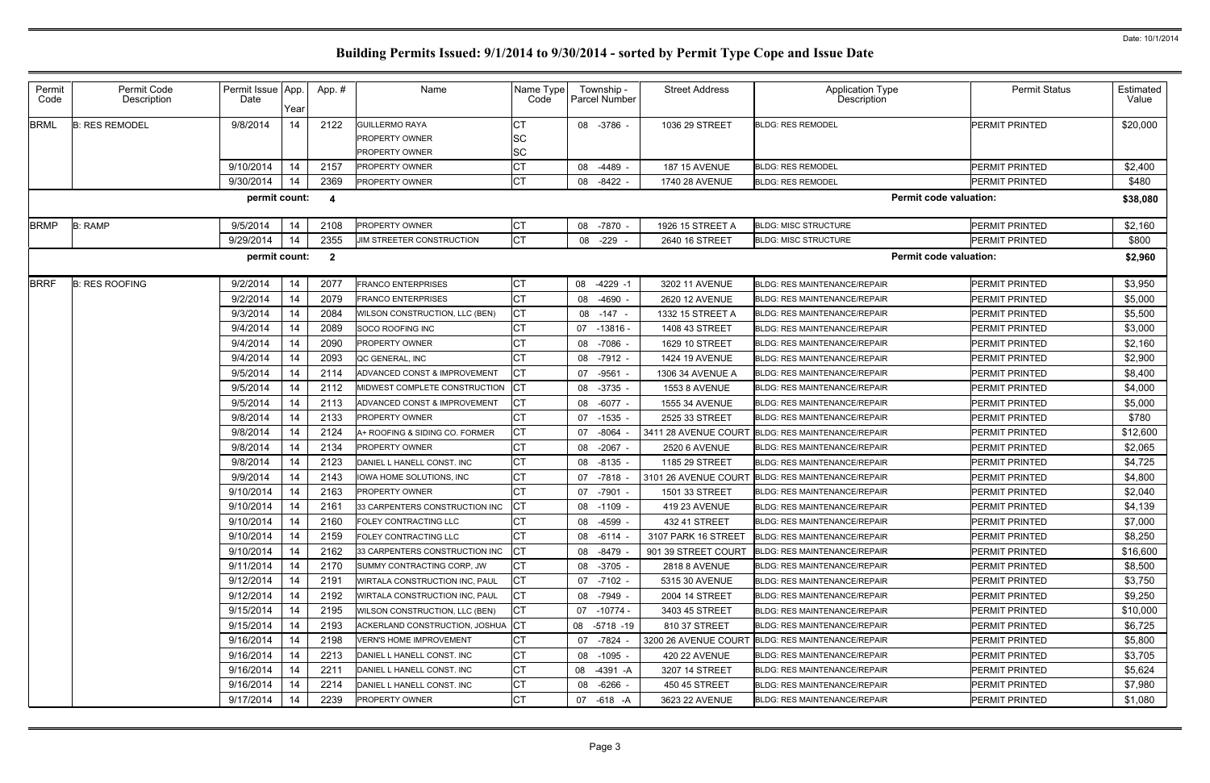# Building Permits Issued: 9/1/2014 to 9/30/2014 - sorted by Permit Type Cope and Issue Date

Date: 10/1/2014

| Permit Code | Permit Code Description | Permit Issue Date | App. Year | App. # | Name | Name Type Code | Township - Parcel Number | Street Address | Application Type Description | Permit Status | Estimated Value |
|---|---|---|---|---|---|---|---|---|---|---|---|
| BRML | B: RES REMODEL | 9/8/2014 | 14 | 2122 | GUILLERMO RAYA | CT | 08 -3786 - | 1036 29 STREET | BLDG: RES REMODEL | PERMIT PRINTED | $20,000 |
| | | | | | PROPERTY OWNER | SC | | | | | |
| | | | | | PROPERTY OWNER | SC | | | | | |
| | | 9/10/2014 | 14 | 2157 | PROPERTY OWNER | CT | 08 -4489 - | 187 15 AVENUE | BLDG: RES REMODEL | PERMIT PRINTED | $2,400 |
| | | 9/30/2014 | 14 | 2369 | PROPERTY OWNER | CT | 08 -8422 - | 1740 28 AVENUE | BLDG: RES REMODEL | PERMIT PRINTED | $480 |
| | | **permit count:** | | **4** | | | | | **Permit code valuation:** | | **$38,080** |
| BRMP | B: RAMP | 9/5/2014 | 14 | 2108 | PROPERTY OWNER | CT | 08 -7870 - | 1926 15 STREET A | BLDG: MISC STRUCTURE | PERMIT PRINTED | $2,160 |
| | | 9/29/2014 | 14 | 2355 | JIM STREETER CONSTRUCTION | CT | 08 -229 - | 2640 16 STREET | BLDG: MISC STRUCTURE | PERMIT PRINTED | $800 |
| | | **permit count:** | | **2** | | | | | **Permit code valuation:** | | **$2,960** |
| BRRF | B: RES ROOFING | 9/2/2014 | 14 | 2077 | FRANCO ENTERPRISES | CT | 08 -4229 -1 | 3202 11 AVENUE | BLDG: RES MAINTENANCE/REPAIR | PERMIT PRINTED | $3,950 |
| | | 9/2/2014 | 14 | 2079 | FRANCO ENTERPRISES | CT | 08 -4690 - | 2620 12 AVENUE | BLDG: RES MAINTENANCE/REPAIR | PERMIT PRINTED | $5,000 |
| | | 9/3/2014 | 14 | 2084 | WILSON CONSTRUCTION, LLC (BEN) | CT | 08 -147 - | 1332 15 STREET A | BLDG: RES MAINTENANCE/REPAIR | PERMIT PRINTED | $5,500 |
| | | 9/4/2014 | 14 | 2089 | SOCO ROOFING INC | CT | 07 -13816 - | 1408 43 STREET | BLDG: RES MAINTENANCE/REPAIR | PERMIT PRINTED | $3,000 |
| | | 9/4/2014 | 14 | 2090 | PROPERTY OWNER | CT | 08 -7086 - | 1629 10 STREET | BLDG: RES MAINTENANCE/REPAIR | PERMIT PRINTED | $2,160 |
| | | 9/4/2014 | 14 | 2093 | QC GENERAL, INC | CT | 08 -7912 - | 1424 19 AVENUE | BLDG: RES MAINTENANCE/REPAIR | PERMIT PRINTED | $2,900 |
| | | 9/5/2014 | 14 | 2114 | ADVANCED CONST & IMPROVEMENT | CT | 07 -9561 - | 1306 34 AVENUE A | BLDG: RES MAINTENANCE/REPAIR | PERMIT PRINTED | $8,400 |
| | | 9/5/2014 | 14 | 2112 | MIDWEST COMPLETE CONSTRUCTION | CT | 08 -3735 - | 1553 8 AVENUE | BLDG: RES MAINTENANCE/REPAIR | PERMIT PRINTED | $4,000 |
| | | 9/5/2014 | 14 | 2113 | ADVANCED CONST & IMPROVEMENT | CT | 08 -6077 - | 1555 34 AVENUE | BLDG: RES MAINTENANCE/REPAIR | PERMIT PRINTED | $5,000 |
| | | 9/8/2014 | 14 | 2133 | PROPERTY OWNER | CT | 07 -1535 - | 2525 33 STREET | BLDG: RES MAINTENANCE/REPAIR | PERMIT PRINTED | $780 |
| | | 9/8/2014 | 14 | 2124 | A+ ROOFING & SIDING CO. FORMER | CT | 07 -8064 - | 3411 28 AVENUE COURT | BLDG: RES MAINTENANCE/REPAIR | PERMIT PRINTED | $12,600 |
| | | 9/8/2014 | 14 | 2134 | PROPERTY OWNER | CT | 08 -2067 - | 2520 6 AVENUE | BLDG: RES MAINTENANCE/REPAIR | PERMIT PRINTED | $2,065 |
| | | 9/8/2014 | 14 | 2123 | DANIEL L HANELL CONST. INC | CT | 08 -8135 - | 1185 29 STREET | BLDG: RES MAINTENANCE/REPAIR | PERMIT PRINTED | $4,725 |
| | | 9/9/2014 | 14 | 2143 | IOWA HOME SOLUTIONS, INC | CT | 07 -7818 - | 3101 26 AVENUE COURT | BLDG: RES MAINTENANCE/REPAIR | PERMIT PRINTED | $4,800 |
| | | 9/10/2014 | 14 | 2163 | PROPERTY OWNER | CT | 07 -7901 - | 1501 33 STREET | BLDG: RES MAINTENANCE/REPAIR | PERMIT PRINTED | $2,040 |
| | | 9/10/2014 | 14 | 2161 | 33 CARPENTERS CONSTRUCTION INC | CT | 08 -1109 - | 419 23 AVENUE | BLDG: RES MAINTENANCE/REPAIR | PERMIT PRINTED | $4,139 |
| | | 9/10/2014 | 14 | 2160 | FOLEY CONTRACTING LLC | CT | 08 -4599 - | 432 41 STREET | BLDG: RES MAINTENANCE/REPAIR | PERMIT PRINTED | $7,000 |
| | | 9/10/2014 | 14 | 2159 | FOLEY CONTRACTING LLC | CT | 08 -6114 - | 3107 PARK 16 STREET | BLDG: RES MAINTENANCE/REPAIR | PERMIT PRINTED | $8,250 |
| | | 9/10/2014 | 14 | 2162 | 33 CARPENTERS CONSTRUCTION INC | CT | 08 -8479 - | 901 39 STREET COURT | BLDG: RES MAINTENANCE/REPAIR | PERMIT PRINTED | $16,600 |
| | | 9/11/2014 | 14 | 2170 | SUMMY CONTRACTING CORP, JW | CT | 08 -3705 - | 2818 8 AVENUE | BLDG: RES MAINTENANCE/REPAIR | PERMIT PRINTED | $8,500 |
| | | 9/12/2014 | 14 | 2191 | WIRTALA CONSTRUCTION INC, PAUL | CT | 07 -7102 - | 5315 30 AVENUE | BLDG: RES MAINTENANCE/REPAIR | PERMIT PRINTED | $3,750 |
| | | 9/12/2014 | 14 | 2192 | WIRTALA CONSTRUCTION INC, PAUL | CT | 08 -7949 - | 2004 14 STREET | BLDG: RES MAINTENANCE/REPAIR | PERMIT PRINTED | $9,250 |
| | | 9/15/2014 | 14 | 2195 | WILSON CONSTRUCTION, LLC (BEN) | CT | 07 -10774 - | 3403 45 STREET | BLDG: RES MAINTENANCE/REPAIR | PERMIT PRINTED | $10,000 |
| | | 9/15/2014 | 14 | 2193 | ACKERLAND CONSTRUCTION, JOSHUA | CT | 08 -5718 -19 | 810 37 STREET | BLDG: RES MAINTENANCE/REPAIR | PERMIT PRINTED | $6,725 |
| | | 9/16/2014 | 14 | 2198 | VERN'S HOME IMPROVEMENT | CT | 07 -7824 - | 3200 26 AVENUE COURT | BLDG: RES MAINTENANCE/REPAIR | PERMIT PRINTED | $5,800 |
| | | 9/16/2014 | 14 | 2213 | DANIEL L HANELL CONST. INC | CT | 08 -1095 - | 420 22 AVENUE | BLDG: RES MAINTENANCE/REPAIR | PERMIT PRINTED | $3,705 |
| | | 9/16/2014 | 14 | 2211 | DANIEL L HANELL CONST. INC | CT | 08 -4391 -A | 3207 14 STREET | BLDG: RES MAINTENANCE/REPAIR | PERMIT PRINTED | $5,624 |
| | | 9/16/2014 | 14 | 2214 | DANIEL L HANELL CONST. INC | CT | 08 -6266 - | 450 45 STREET | BLDG: RES MAINTENANCE/REPAIR | PERMIT PRINTED | $7,980 |
| | | 9/17/2014 | 14 | 2239 | PROPERTY OWNER | CT | 07 -618 -A | 3623 22 AVENUE | BLDG: RES MAINTENANCE/REPAIR | PERMIT PRINTED | $1,080 |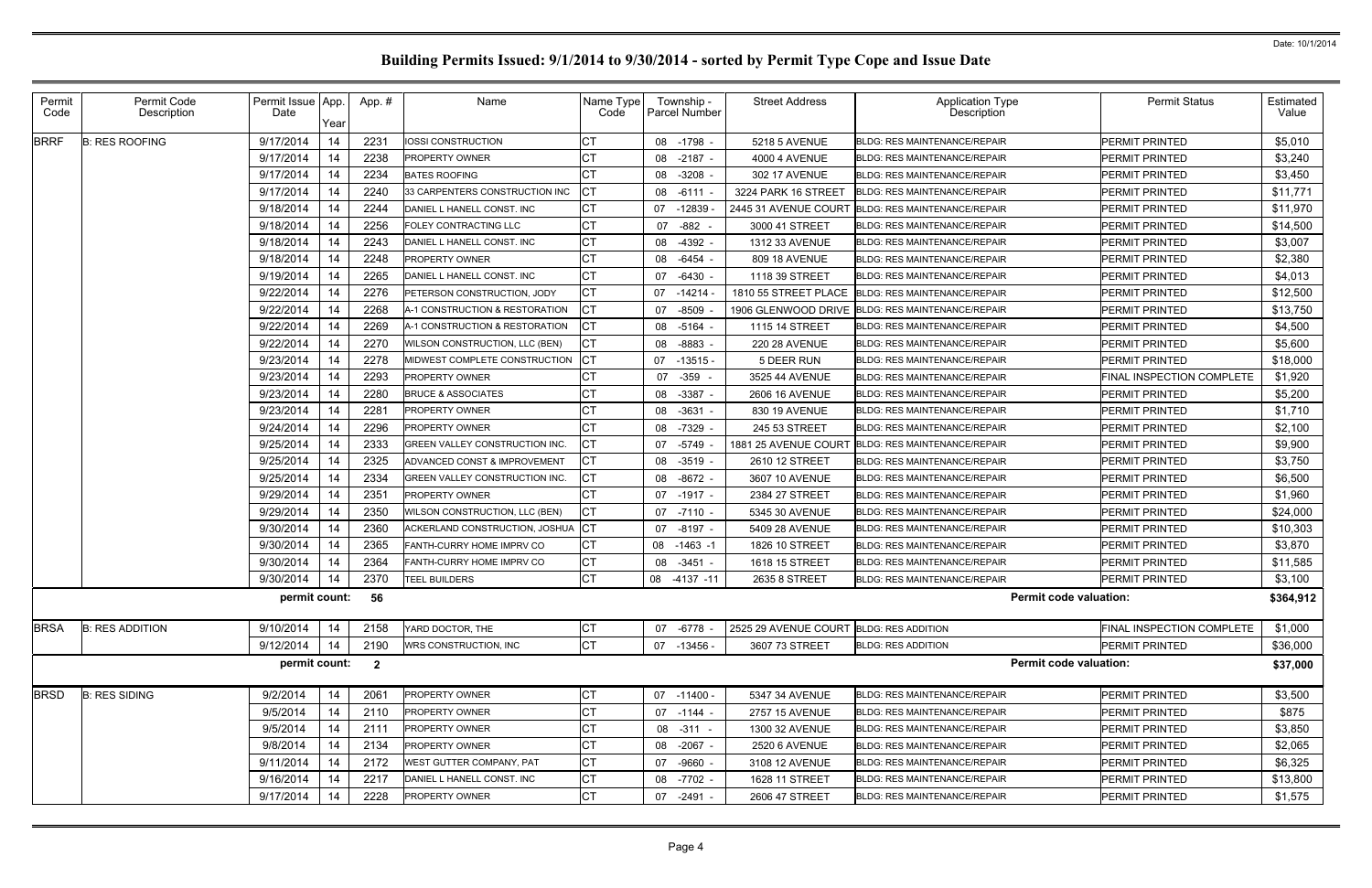# Building Permits Issued: 9/1/2014 to 9/30/2014 - sorted by Permit Type Cope and Issue Date

Date: 10/1/2014

| Permit Code | Permit Code Description | Permit Issue Date | App. Year | App. # | Name | Name Type Code | Township - Parcel Number | Street Address | Application Type Description | Permit Status | Estimated Value |
|---|---|---|---|---|---|---|---|---|---|---|---|
| BRRF | B: RES ROOFING | 9/17/2014 | 14 | 2231 | IOSSI CONSTRUCTION | CT | 08 -1798 - | 5218 5 AVENUE | BLDG: RES MAINTENANCE/REPAIR | PERMIT PRINTED | $5,010 |
| | | 9/17/2014 | 14 | 2238 | PROPERTY OWNER | CT | 08 -2187 - | 4000 4 AVENUE | BLDG: RES MAINTENANCE/REPAIR | PERMIT PRINTED | $3,240 |
| | | 9/17/2014 | 14 | 2234 | BATES ROOFING | CT | 08 -3208 - | 302 17 AVENUE | BLDG: RES MAINTENANCE/REPAIR | PERMIT PRINTED | $3,450 |
| | | 9/17/2014 | 14 | 2240 | 33 CARPENTERS CONSTRUCTION INC | CT | 08 -6111 - | 3224 PARK 16 STREET | BLDG: RES MAINTENANCE/REPAIR | PERMIT PRINTED | $11,771 |
| | | 9/18/2014 | 14 | 2244 | DANIEL L HANELL CONST. INC | CT | 07 -12839 - | 2445 31 AVENUE COURT | BLDG: RES MAINTENANCE/REPAIR | PERMIT PRINTED | $11,970 |
| | | 9/18/2014 | 14 | 2256 | FOLEY CONTRACTING LLC | CT | 07 -882 - | 3000 41 STREET | BLDG: RES MAINTENANCE/REPAIR | PERMIT PRINTED | $14,500 |
| | | 9/18/2014 | 14 | 2243 | DANIEL L HANELL CONST. INC | CT | 08 -4392 - | 1312 33 AVENUE | BLDG: RES MAINTENANCE/REPAIR | PERMIT PRINTED | $3,007 |
| | | 9/18/2014 | 14 | 2248 | PROPERTY OWNER | CT | 08 -6454 - | 809 18 AVENUE | BLDG: RES MAINTENANCE/REPAIR | PERMIT PRINTED | $2,380 |
| | | 9/19/2014 | 14 | 2265 | DANIEL L HANELL CONST. INC | CT | 07 -6430 - | 1118 39 STREET | BLDG: RES MAINTENANCE/REPAIR | PERMIT PRINTED | $4,013 |
| | | 9/22/2014 | 14 | 2276 | PETERSON CONSTRUCTION, JODY | CT | 07 -14214 - | 1810 55 STREET PLACE | BLDG: RES MAINTENANCE/REPAIR | PERMIT PRINTED | $12,500 |
| | | 9/22/2014 | 14 | 2268 | A-1 CONSTRUCTION & RESTORATION | CT | 07 -8509 - | 1906 GLENWOOD DRIVE | BLDG: RES MAINTENANCE/REPAIR | PERMIT PRINTED | $13,750 |
| | | 9/22/2014 | 14 | 2269 | A-1 CONSTRUCTION & RESTORATION | CT | 08 -5164 - | 1115 14 STREET | BLDG: RES MAINTENANCE/REPAIR | PERMIT PRINTED | $4,500 |
| | | 9/22/2014 | 14 | 2270 | WILSON CONSTRUCTION, LLC (BEN) | CT | 08 -8883 - | 220 28 AVENUE | BLDG: RES MAINTENANCE/REPAIR | PERMIT PRINTED | $5,600 |
| | | 9/23/2014 | 14 | 2278 | MIDWEST COMPLETE CONSTRUCTION | CT | 07 -13515 - | 5 DEER RUN | BLDG: RES MAINTENANCE/REPAIR | PERMIT PRINTED | $18,000 |
| | | 9/23/2014 | 14 | 2293 | PROPERTY OWNER | CT | 07 -359 - | 3525 44 AVENUE | BLDG: RES MAINTENANCE/REPAIR | FINAL INSPECTION COMPLETE | $1,920 |
| | | 9/23/2014 | 14 | 2280 | BRUCE & ASSOCIATES | CT | 08 -3387 - | 2606 16 AVENUE | BLDG: RES MAINTENANCE/REPAIR | PERMIT PRINTED | $5,200 |
| | | 9/23/2014 | 14 | 2281 | PROPERTY OWNER | CT | 08 -3631 - | 830 19 AVENUE | BLDG: RES MAINTENANCE/REPAIR | PERMIT PRINTED | $1,710 |
| | | 9/24/2014 | 14 | 2296 | PROPERTY OWNER | CT | 08 -7329 - | 245 53 STREET | BLDG: RES MAINTENANCE/REPAIR | PERMIT PRINTED | $2,100 |
| | | 9/25/2014 | 14 | 2333 | GREEN VALLEY CONSTRUCTION INC. | CT | 07 -5749 - | 1881 25 AVENUE COURT | BLDG: RES MAINTENANCE/REPAIR | PERMIT PRINTED | $9,900 |
| | | 9/25/2014 | 14 | 2325 | ADVANCED CONST & IMPROVEMENT | CT | 08 -3519 - | 2610 12 STREET | BLDG: RES MAINTENANCE/REPAIR | PERMIT PRINTED | $3,750 |
| | | 9/25/2014 | 14 | 2334 | GREEN VALLEY CONSTRUCTION INC. | CT | 08 -8672 - | 3607 10 AVENUE | BLDG: RES MAINTENANCE/REPAIR | PERMIT PRINTED | $6,500 |
| | | 9/29/2014 | 14 | 2351 | PROPERTY OWNER | CT | 07 -1917 - | 2384 27 STREET | BLDG: RES MAINTENANCE/REPAIR | PERMIT PRINTED | $1,960 |
| | | 9/29/2014 | 14 | 2350 | WILSON CONSTRUCTION, LLC (BEN) | CT | 07 -7110 - | 5345 30 AVENUE | BLDG: RES MAINTENANCE/REPAIR | PERMIT PRINTED | $24,000 |
| | | 9/30/2014 | 14 | 2360 | ACKERLAND CONSTRUCTION, JOSHUA | CT | 07 -8197 - | 5409 28 AVENUE | BLDG: RES MAINTENANCE/REPAIR | PERMIT PRINTED | $10,303 |
| | | 9/30/2014 | 14 | 2365 | FANTH-CURRY HOME IMPRV CO | CT | 08 -1463 -1 | 1826 10 STREET | BLDG: RES MAINTENANCE/REPAIR | PERMIT PRINTED | $3,870 |
| | | 9/30/2014 | 14 | 2364 | FANTH-CURRY HOME IMPRV CO | CT | 08 -3451 - | 1618 15 STREET | BLDG: RES MAINTENANCE/REPAIR | PERMIT PRINTED | $11,585 |
| | | 9/30/2014 | 14 | 2370 | TEEL BUILDERS | CT | 08 -4137 -11 | 2635 8 STREET | BLDG: RES MAINTENANCE/REPAIR | PERMIT PRINTED | $3,100 |
| | | permit count: | | 56 | | | | | Permit code valuation: | | $364,912 |
| BRSA | B: RES ADDITION | 9/10/2014 | 14 | 2158 | YARD DOCTOR, THE | CT | 07 -6778 - | 2525 29 AVENUE COURT | BLDG: RES ADDITION | FINAL INSPECTION COMPLETE | $1,000 |
| | | 9/12/2014 | 14 | 2190 | WRS CONSTRUCTION, INC | CT | 07 -13456 - | 3607 73 STREET | BLDG: RES ADDITION | PERMIT PRINTED | $36,000 |
| | | permit count: | | 2 | | | | | Permit code valuation: | | $37,000 |
| BRSD | B: RES SIDING | 9/2/2014 | 14 | 2061 | PROPERTY OWNER | CT | 07 -11400 - | 5347 34 AVENUE | BLDG: RES MAINTENANCE/REPAIR | PERMIT PRINTED | $3,500 |
| | | 9/5/2014 | 14 | 2110 | PROPERTY OWNER | CT | 07 -1144 - | 2757 15 AVENUE | BLDG: RES MAINTENANCE/REPAIR | PERMIT PRINTED | $875 |
| | | 9/5/2014 | 14 | 2111 | PROPERTY OWNER | CT | 08 -311 - | 1300 32 AVENUE | BLDG: RES MAINTENANCE/REPAIR | PERMIT PRINTED | $3,850 |
| | | 9/8/2014 | 14 | 2134 | PROPERTY OWNER | CT | 08 -2067 - | 2520 6 AVENUE | BLDG: RES MAINTENANCE/REPAIR | PERMIT PRINTED | $2,065 |
| | | 9/11/2014 | 14 | 2172 | WEST GUTTER COMPANY, PAT | CT | 07 -9660 - | 3108 12 AVENUE | BLDG: RES MAINTENANCE/REPAIR | PERMIT PRINTED | $6,325 |
| | | 9/16/2014 | 14 | 2217 | DANIEL L HANELL CONST. INC | CT | 08 -7702 - | 1628 11 STREET | BLDG: RES MAINTENANCE/REPAIR | PERMIT PRINTED | $13,800 |
| | | 9/17/2014 | 14 | 2228 | PROPERTY OWNER | CT | 07 -2491 - | 2606 47 STREET | BLDG: RES MAINTENANCE/REPAIR | PERMIT PRINTED | $1,575 |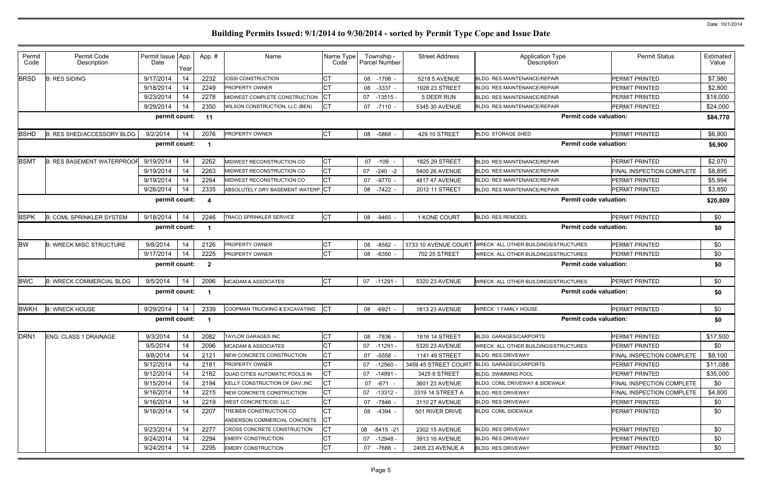# Building Permits Issued: 9/1/2014 to 9/30/2014 - sorted by Permit Type Cope and Issue Date

Date: 10/1/2014

| Permit Code | Permit Code Description | Permit Issue Date | App. Year | App. # | Name | Name Type Code | Township - Parcel Number | Street Address | Application Type Description | Permit Status | Estimated Value |
|---|---|---|---|---|---|---|---|---|---|---|---|
| BRSD | B: RES SIDING | 9/17/2014 | 14 | 2232 | IOSSI CONSTRUCTION | CT | 08 -1798 - | 5218 5 AVENUE | BLDG: RES MAINTENANCE/REPAIR | PERMIT PRINTED | $7,980 |
| | | 9/18/2014 | 14 | 2249 | PROPERTY OWNER | CT | 08 -3337 - | 1928 23 STREET | BLDG: RES MAINTENANCE/REPAIR | PERMIT PRINTED | $2,800 |
| | | 9/23/2014 | 14 | 2278 | MIDWEST COMPLETE CONSTRUCTION | CT | 07 -13515 - | 5 DEER RUN | BLDG: RES MAINTENANCE/REPAIR | PERMIT PRINTED | $18,000 |
| | | 9/29/2014 | 14 | 2350 | WILSON CONSTRUCTION, LLC (BEN) | CT | 07 -7110 - | 5345 30 AVENUE | BLDG: RES MAINTENANCE/REPAIR | PERMIT PRINTED | $24,000 |
| | | permit count: | | 11 | | | | | Permit code valuation: | | $84,770 |
| BSHD | B: RES SHED/ACCESSORY BLDG | 9/2/2014 | 14 | 2076 | PROPERTY OWNER | CT | 08 -5868 - | 429 10 STREET | BLDG: STORAGE SHED | PERMIT PRINTED | $6,900 |
| | | permit count: | | 1 | | | | | Permit code valuation: | | $6,900 |
| BSMT | B: RES BASEMENT WATERPROOF | 9/19/2014 | 14 | 2262 | MIDWEST RECONSTRUCTION CO | CT | 07 -109 - | 1825 29 STREET | BLDG: RES MAINTENANCE/REPAIR | PERMIT PRINTED | $2,070 |
| | | 9/19/2014 | 14 | 2263 | MIDWEST RECONSTRUCTION CO | CT | 07 -240 -2 | 5400 26 AVENUE | BLDG: RES MAINTENANCE/REPAIR | FINAL INSPECTION COMPLETE | $8,895 |
| | | 9/19/2014 | 14 | 2264 | MIDWEST RECONSTRUCTION CO | CT | 07 -9770 - | 4817 47 AVENUE | BLDG: RES MAINTENANCE/REPAIR | PERMIT PRINTED | $5,994 |
| | | 9/26/2014 | 14 | 2335 | ABSOLUTELY DRY BASEMENT WATERP | CT | 08 -7422 - | 2012 11 STREET | BLDG: RES MAINTENANCE/REPAIR | PERMIT PRINTED | $3,850 |
| | | permit count: | | 4 | | | | | Permit code valuation: | | $20,809 |
| BSPK | B: COML SPRINKLER SYSTEM | 9/18/2014 | 14 | 2246 | TRACO SPRINKLER SERVICE | CT | 08 -9465 - | 1 KONE COURT | BLDG: RES REMODEL | PERMIT PRINTED | $0 |
| | | permit count: | | 1 | | | | | Permit code valuation: | | $0 |
| BW | B: WRECK MISC STRUCTURE | 9/8/2014 | 14 | 2126 | PROPERTY OWNER | CT | 08 -8582 - | 3733 10 AVENUE COURT | WRECK: ALL OTHER BUILDINGS/STRUCTURES | PERMIT PRINTED | $0 |
| | | 9/17/2014 | 14 | 2225 | PROPERTY OWNER | CT | 08 -6350 - | 702 25 STREET | WRECK: ALL OTHER BUILDINGS/STRUCTURES | PERMIT PRINTED | $0 |
| | | permit count: | | 2 | | | | | Permit code valuation: | | $0 |
| BWC | B: WRECK COMMERCIAL BLDG | 9/5/2014 | 14 | 2096 | MCADAM & ASSOCIATES | CT | 07 -11291 - | 5320 23 AVENUE | WRECK: ALL OTHER BUILDINGS/STRUCTURES | PERMIT PRINTED | $0 |
| | | permit count: | | 1 | | | | | Permit code valuation: | | $0 |
| BWKH | B: WRECK HOUSE | 9/29/2014 | 14 | 2339 | COOPMAN TRUCKING & EXCAVATING | CT | 08 -6921 - | 1813 23 AVENUE | WRECK: 1 FAMILY HOUSE | PERMIT PRINTED | $0 |
| | | permit count: | | 1 | | | | | Permit code valuation: | | $0 |
| DRN1 | ENG: CLASS 1 DRAINAGE | 9/3/2014 | 14 | 2082 | TAYLOR GARAGES INC | CT | 08 -7836 - | 1816 14 STREET | BLDG: GARAGES/CARPORTS | PERMIT PRINTED | $17,500 |
| | | 9/5/2014 | 14 | 2096 | MCADAM & ASSOCIATES | CT | 07 -11291 - | 5320 23 AVENUE | WRECK: ALL OTHER BUILDINGS/STRUCTURES | PERMIT PRINTED | $0 |
| | | 9/8/2014 | 14 | 2121 | NEW CONCRETE CONSTRUCTION | CT | 07 -5558 - | 1141 49 STREET | BLDG: RES DRIVEWAY | FINAL INSPECTION COMPLETE | $9,100 |
| | | 9/12/2014 | 14 | 2181 | PROPERTY OWNER | CT | 07 -12560 - | 3459 45 STREET COURT | BLDG: GARAGES/CARPORTS | PERMIT PRINTED | $11,088 |
| | | 9/12/2014 | 14 | 2182 | QUAD CITIES AUTOMATIC POOLS IN | CT | 07 -14991 - | 3425 8 STREET | BLDG: SWIMMING POOL | PERMIT PRINTED | $35,000 |
| | | 9/15/2014 | 14 | 2194 | KELLY CONSTRUCTION OF DAV.,INC | CT | 07 -671 - | 3601 23 AVENUE | BLDG: COML DRIVEWAY & SIDEWALK | FINAL INSPECTION COMPLETE | $0 |
| | | 9/16/2014 | 14 | 2215 | NEW CONCRETE CONSTRUCTION | CT | 07 -13312 - | 3319 14 STREET A | BLDG: RES DRIVEWAY | FINAL INSPECTION COMPLETE | $4,800 |
| | | 9/16/2014 | 14 | 2219 | WEST CONCRETE/CSI, LLC | CT | 07 -7846 - | 3110 27 AVENUE | BLDG: RES DRIVEWAY | PERMIT PRINTED | $0 |
| | | 9/16/2014 | 14 | 2207 | TREIBER CONSTRUCTION CO<br>ANDERSON COMMERCIAL CONCRETE | CT<br>CT | 08 -4394 - | 501 RIVER DRIVE | BLDG: COML SIDEWALK | PERMIT PRINTED | $0 |
| | | 9/23/2014 | 14 | 2277 | CROSS CONCRETE CONSTRUCTION | CT | 08 -8415 -21 | 2302 15 AVENUE | BLDG: RES DRIVEWAY | PERMIT PRINTED | $0 |
| | | 9/24/2014 | 14 | 2294 | EMERY CONSTRUCTION | CT | 07 -12948 - | 3913 16 AVENUE | BLDG: RES DRIVEWAY | PERMIT PRINTED | $0 |
| | | 9/24/2014 | 14 | 2295 | EMERY CONSTRUCTION | CT | 07 -7688 - | 2405 23 AVENUE A | BLDG: RES DRIVEWAY | PERMIT PRINTED | $0 |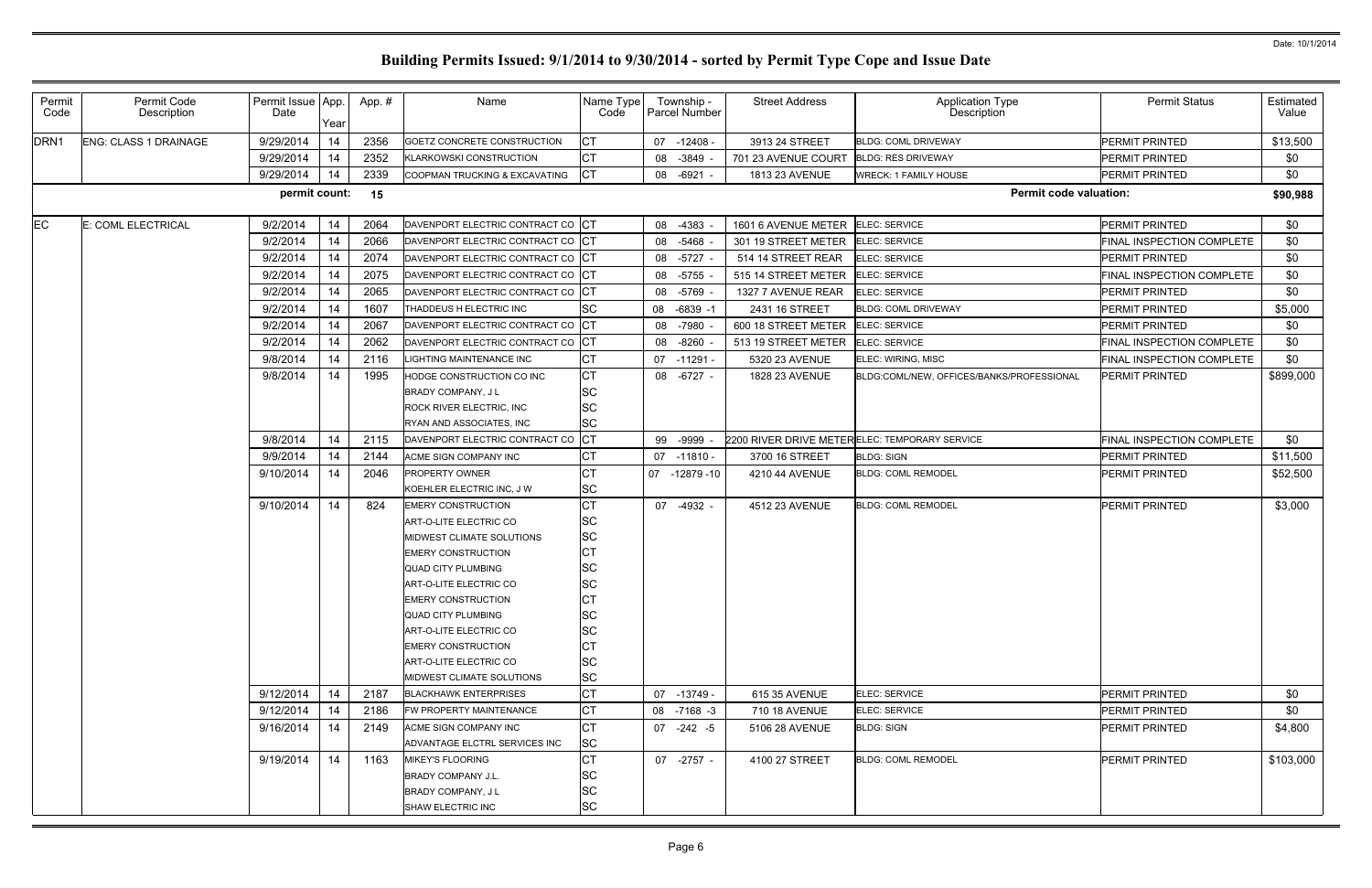# Building Permits Issued: 9/1/2014 to 9/30/2014 - sorted by Permit Type Cope and Issue Date

Date: 10/1/2014

| Permit Code | Permit Code Description | Permit Issue Date | App. Year | App. # | Name | Name Type Code | Township - Parcel Number | Street Address | Application Type Description | Permit Status | Estimated Value |
|---|---|---|---|---|---|---|---|---|---|---|---|
| DRN1 | ENG: CLASS 1 DRAINAGE | 9/29/2014 | 14 | 2356 | GOETZ CONCRETE CONSTRUCTION | CT | 07 -12408 - | 3913 24 STREET | BLDG: COML DRIVEWAY | PERMIT PRINTED | $13,500 |
| | | 9/29/2014 | 14 | 2352 | KLARKOWSKI CONSTRUCTION | CT | 08 -3849 - | 701 23 AVENUE COURT | BLDG: RES DRIVEWAY | PERMIT PRINTED | $0 |
| | | 9/29/2014 | 14 | 2339 | COOPMAN TRUCKING & EXCAVATING | CT | 08 -6921 - | 1813 23 AVENUE | WRECK: 1 FAMILY HOUSE | PERMIT PRINTED | $0 |
| | | permit count: | | 15 | | | | | Permit code valuation: | | $90,988 |
| EC | E: COML ELECTRICAL | 9/2/2014 | 14 | 2064 | DAVENPORT ELECTRIC CONTRACT CO | CT | 08 -4383 - | 1601 6 AVENUE METER | ELEC: SERVICE | PERMIT PRINTED | $0 |
| | | 9/2/2014 | 14 | 2066 | DAVENPORT ELECTRIC CONTRACT CO | CT | 08 -5468 - | 301 19 STREET METER | ELEC: SERVICE | FINAL INSPECTION COMPLETE | $0 |
| | | 9/2/2014 | 14 | 2074 | DAVENPORT ELECTRIC CONTRACT CO | CT | 08 -5727 - | 514 14 STREET REAR | ELEC: SERVICE | PERMIT PRINTED | $0 |
| | | 9/2/2014 | 14 | 2075 | DAVENPORT ELECTRIC CONTRACT CO | CT | 08 -5755 - | 515 14 STREET METER | ELEC: SERVICE | FINAL INSPECTION COMPLETE | $0 |
| | | 9/2/2014 | 14 | 2065 | DAVENPORT ELECTRIC CONTRACT CO | CT | 08 -5769 - | 1327 7 AVENUE REAR | ELEC: SERVICE | PERMIT PRINTED | $0 |
| | | 9/2/2014 | 14 | 1607 | THADDEUS H ELECTRIC INC | SC | 08 -6839 -1 | 2431 16 STREET | BLDG: COML DRIVEWAY | PERMIT PRINTED | $5,000 |
| | | 9/2/2014 | 14 | 2067 | DAVENPORT ELECTRIC CONTRACT CO | CT | 08 -7980 - | 600 18 STREET METER | ELEC: SERVICE | PERMIT PRINTED | $0 |
| | | 9/2/2014 | 14 | 2062 | DAVENPORT ELECTRIC CONTRACT CO | CT | 08 -8260 - | 513 19 STREET METER | ELEC: SERVICE | FINAL INSPECTION COMPLETE | $0 |
| | | 9/8/2014 | 14 | 2116 | LIGHTING MAINTENANCE INC | CT | 07 -11291 - | 5320 23 AVENUE | ELEC: WIRING, MISC | FINAL INSPECTION COMPLETE | $0 |
| | | 9/8/2014 | 14 | 1995 | HODGE CONSTRUCTION CO INC | CT | 08 -6727 - | 1828 23 AVENUE | BLDG:COML/NEW, OFFICES/BANKS/PROFESSIONAL | PERMIT PRINTED | $899,000 |
| | | | | | BRADY COMPANY, J L | SC | | | | | |
| | | | | | ROCK RIVER ELECTRIC, INC | SC | | | | | |
| | | | | | RYAN AND ASSOCIATES, INC | SC | | | | | |
| | | 9/8/2014 | 14 | 2115 | DAVENPORT ELECTRIC CONTRACT CO | CT | 99 -9999 - | 2200 RIVER DRIVE METER | ELEC: TEMPORARY SERVICE | FINAL INSPECTION COMPLETE | $0 |
| | | 9/9/2014 | 14 | 2144 | ACME SIGN COMPANY INC | CT | 07 -11810 - | 3700 16 STREET | BLDG: SIGN | PERMIT PRINTED | $11,500 |
| | | 9/10/2014 | 14 | 2046 | PROPERTY OWNER | CT | 07 -12879 -10 | 4210 44 AVENUE | BLDG: COML REMODEL | PERMIT PRINTED | $52,500 |
| | | | | | KOEHLER ELECTRIC INC, J W | SC | | | | | |
| | | 9/10/2014 | 14 | 824 | EMERY CONSTRUCTION | CT | 07 -4932 - | 4512 23 AVENUE | BLDG: COML REMODEL | PERMIT PRINTED | $3,000 |
| | | | | | ART-O-LITE ELECTRIC CO | SC | | | | | |
| | | | | | MIDWEST CLIMATE SOLUTIONS | SC | | | | | |
| | | | | | EMERY CONSTRUCTION | CT | | | | | |
| | | | | | QUAD CITY PLUMBING | SC | | | | | |
| | | | | | ART-O-LITE ELECTRIC CO | SC | | | | | |
| | | | | | EMERY CONSTRUCTION | CT | | | | | |
| | | | | | QUAD CITY PLUMBING | SC | | | | | |
| | | | | | ART-O-LITE ELECTRIC CO | SC | | | | | |
| | | | | | EMERY CONSTRUCTION | CT | | | | | |
| | | | | | ART-O-LITE ELECTRIC CO | SC | | | | | |
| | | | | | MIDWEST CLIMATE SOLUTIONS | SC | | | | | |
| | | 9/12/2014 | 14 | 2187 | BLACKHAWK ENTERPRISES | CT | 07 -13749 - | 615 35 AVENUE | ELEC: SERVICE | PERMIT PRINTED | $0 |
| | | 9/12/2014 | 14 | 2186 | FW PROPERTY MAINTENANCE | CT | 08 -7168 -3 | 710 18 AVENUE | ELEC: SERVICE | PERMIT PRINTED | $0 |
| | | 9/16/2014 | 14 | 2149 | ACME SIGN COMPANY INC | CT | 07 -242 -5 | 5106 28 AVENUE | BLDG: SIGN | PERMIT PRINTED | $4,800 |
| | | | | | ADVANTAGE ELCTRL SERVICES INC | SC | | | | | |
| | | 9/19/2014 | 14 | 1163 | MIKEY'S FLOORING | CT | 07 -2757 - | 4100 27 STREET | BLDG: COML REMODEL | PERMIT PRINTED | $103,000 |
| | | | | | BRADY COMPANY J.L. | SC | | | | | |
| | | | | | BRADY COMPANY, J L | SC | | | | | |
| | | | | | SHAW ELECTRIC INC | SC | | | | | |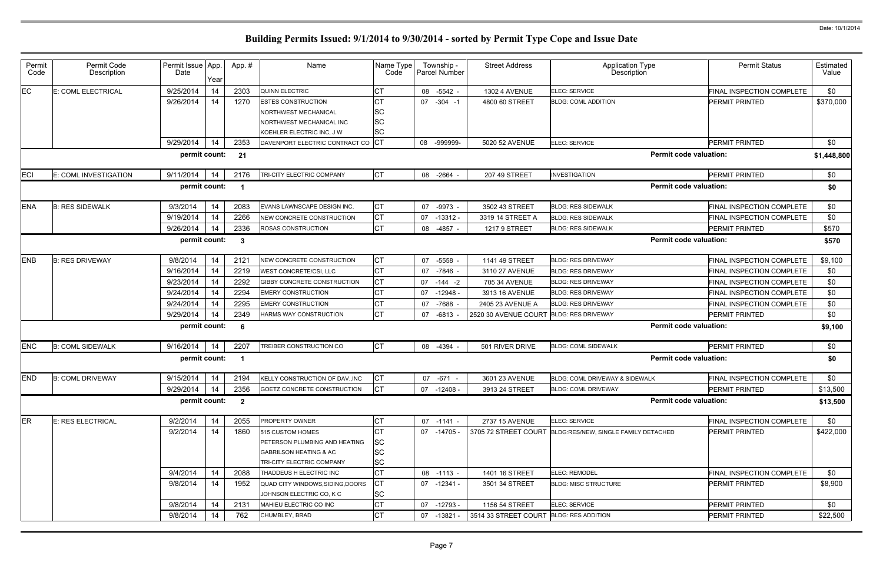# Building Permits Issued: 9/1/2014 to 9/30/2014 - sorted by Permit Type Cope and Issue Date

Date: 10/1/2014

| Permit Code | Permit Code Description | Permit Issue Date | App. Year | App. # | Name | Name Type Code | Township - Parcel Number | Street Address | Application Type Description | Permit Status | Estimated Value |
|---|---|---|---|---|---|---|---|---|---|---|---|
| EC | E: COML ELECTRICAL | 9/25/2014 | 14 | 2303 | QUINN ELECTRIC | CT | 08 -5542 - | 1302 4 AVENUE | ELEC: SERVICE | FINAL INSPECTION COMPLETE | $0 |
| | | 9/26/2014 | 14 | 1270 | ESTES CONSTRUCTION | CT | 07 -304 -1 | 4800 60 STREET | BLDG: COML ADDITION | PERMIT PRINTED | $370,000 |
| | | | | | NORTHWEST MECHANICAL | SC | | | | | |
| | | | | | NORTHWEST MECHANICAL INC | SC | | | | | |
| | | | | | KOEHLER ELECTRIC INC, J W | SC | | | | | |
| | | 9/29/2014 | 14 | 2353 | DAVENPORT ELECTRIC CONTRACT CO | CT | 08 -999999- | 5020 52 AVENUE | ELEC: SERVICE | PERMIT PRINTED | $0 |
| | | permit count: | | 21 | | | | | Permit code valuation: | | $1,448,800 |
| ECI | E: COML INVESTIGATION | 9/11/2014 | 14 | 2176 | TRI-CITY ELECTRIC COMPANY | CT | 08 -2664 - | 207 49 STREET | INVESTIGATION | PERMIT PRINTED | $0 |
| | | permit count: | | 1 | | | | | Permit code valuation: | | $0 |
| ENA | B: RES SIDEWALK | 9/3/2014 | 14 | 2083 | EVANS LAWNSCAPE DESIGN INC. | CT | 07 -9973 - | 3502 43 STREET | BLDG: RES SIDEWALK | FINAL INSPECTION COMPLETE | $0 |
| | | 9/19/2014 | 14 | 2266 | NEW CONCRETE CONSTRUCTION | CT | 07 -13312 - | 3319 14 STREET A | BLDG: RES SIDEWALK | FINAL INSPECTION COMPLETE | $0 |
| | | 9/26/2014 | 14 | 2336 | ROSAS CONSTRUCTION | CT | 08 -4857 - | 1217 9 STREET | BLDG: RES SIDEWALK | PERMIT PRINTED | $570 |
| | | permit count: | | 3 | | | | | Permit code valuation: | | $570 |
| ENB | B: RES DRIVEWAY | 9/8/2014 | 14 | 2121 | NEW CONCRETE CONSTRUCTION | CT | 07 -5558 - | 1141 49 STREET | BLDG: RES DRIVEWAY | FINAL INSPECTION COMPLETE | $9,100 |
| | | 9/16/2014 | 14 | 2219 | WEST CONCRETE/CSI, LLC | CT | 07 -7846 - | 3110 27 AVENUE | BLDG: RES DRIVEWAY | FINAL INSPECTION COMPLETE | $0 |
| | | 9/23/2014 | 14 | 2292 | GIBBY CONCRETE CONSTRUCTION | CT | 07 -144 -2 | 705 34 AVENUE | BLDG: RES DRIVEWAY | FINAL INSPECTION COMPLETE | $0 |
| | | 9/24/2014 | 14 | 2294 | EMERY CONSTRUCTION | CT | 07 -12948 - | 3913 16 AVENUE | BLDG: RES DRIVEWAY | FINAL INSPECTION COMPLETE | $0 |
| | | 9/24/2014 | 14 | 2295 | EMERY CONSTRUCTION | CT | 07 -7688 - | 2405 23 AVENUE A | BLDG: RES DRIVEWAY | FINAL INSPECTION COMPLETE | $0 |
| | | 9/29/2014 | 14 | 2349 | HARMS WAY CONSTRUCTION | CT | 07 -6813 - | 2520 30 AVENUE COURT | BLDG: RES DRIVEWAY | PERMIT PRINTED | $0 |
| | | permit count: | | 6 | | | | | Permit code valuation: | | $9,100 |
| ENC | B: COML SIDEWALK | 9/16/2014 | 14 | 2207 | TREIBER CONSTRUCTION CO | CT | 08 -4394 - | 501 RIVER DRIVE | BLDG: COML SIDEWALK | PERMIT PRINTED | $0 |
| | | permit count: | | 1 | | | | | Permit code valuation: | | $0 |
| END | B: COML DRIVEWAY | 9/15/2014 | 14 | 2194 | KELLY CONSTRUCTION OF DAV.,INC | CT | 07 -671 - | 3601 23 AVENUE | BLDG: COML DRIVEWAY & SIDEWALK | FINAL INSPECTION COMPLETE | $0 |
| | | 9/29/2014 | 14 | 2356 | GOETZ CONCRETE CONSTRUCTION | CT | 07 -12408 - | 3913 24 STREET | BLDG: COML DRIVEWAY | PERMIT PRINTED | $13,500 |
| | | permit count: | | 2 | | | | | Permit code valuation: | | $13,500 |
| ER | E: RES ELECTRICAL | 9/2/2014 | 14 | 2055 | PROPERTY OWNER | CT | 07 -1141 - | 2737 15 AVENUE | ELEC: SERVICE | FINAL INSPECTION COMPLETE | $0 |
| | | 9/2/2014 | 14 | 1860 | 515 CUSTOM HOMES | CT | 07 -14705 - | 3705 72 STREET COURT | BLDG:RES/NEW, SINGLE FAMILY DETACHED | PERMIT PRINTED | $422,000 |
| | | | | | PETERSON PLUMBING AND HEATING | SC | | | | | |
| | | | | | GABRILSON HEATING & AC | SC | | | | | |
| | | | | | TRI-CITY ELECTRIC COMPANY | SC | | | | | |
| | | 9/4/2014 | 14 | 2088 | THADDEUS H ELECTRIC INC | CT | 08 -1113 - | 1401 16 STREET | ELEC: REMODEL | FINAL INSPECTION COMPLETE | $0 |
| | | 9/8/2014 | 14 | 1952 | QUAD CITY WINDOWS,SIDING,DOORS | CT | 07 -12341 - | 3501 34 STREET | BLDG: MISC STRUCTURE | PERMIT PRINTED | $8,900 |
| | | | | | JOHNSON ELECTRIC CO, K C | SC | | | | | |
| | | 9/8/2014 | 14 | 2131 | MAHIEU ELECTRIC CO INC | CT | 07 -12793 - | 1156 54 STREET | ELEC: SERVICE | PERMIT PRINTED | $0 |
| | | 9/8/2014 | 14 | 762 | CHUMBLEY, BRAD | CT | 07 -13821 - | 3514 33 STREET COURT | BLDG: RES ADDITION | PERMIT PRINTED | $22,500 |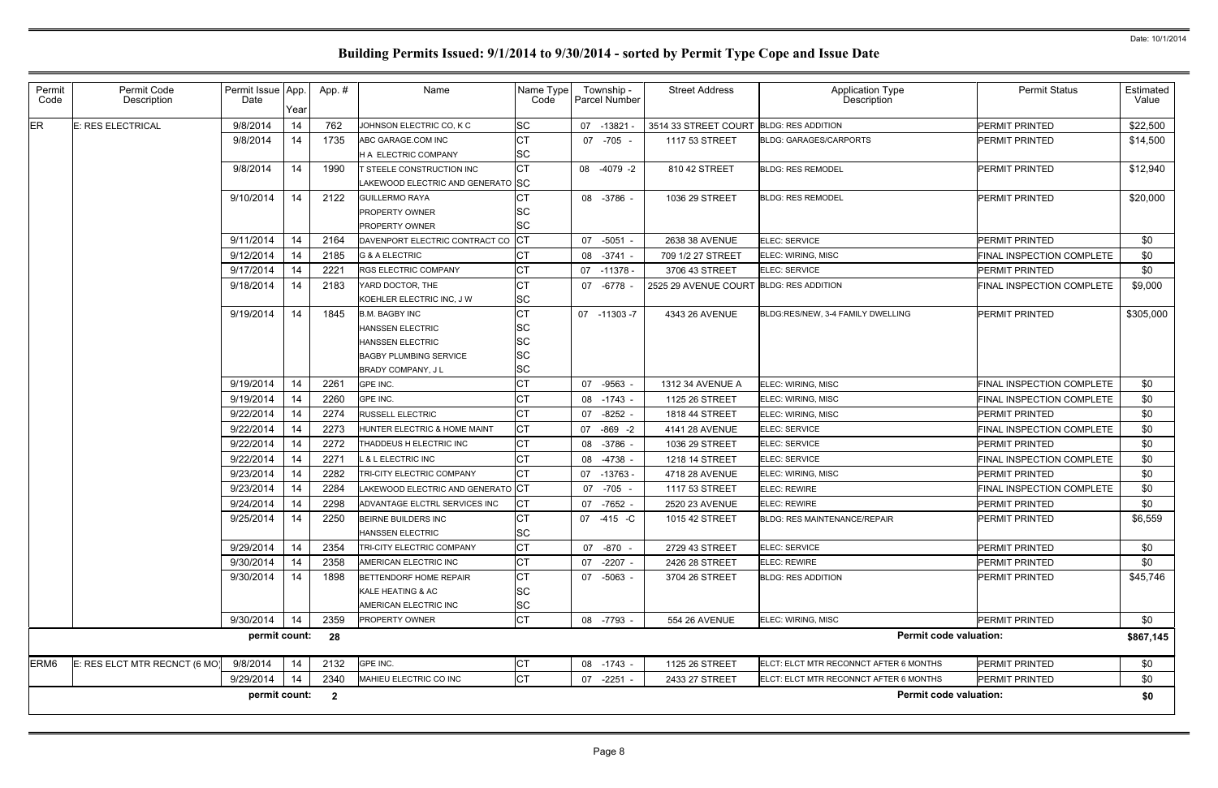# Building Permits Issued: 9/1/2014 to 9/30/2014 - sorted by Permit Type Cope and Issue Date

Date: 10/1/2014

| Permit Code | Permit Code Description | Permit Issue Date | App. Year | App. # | Name | Name Type Code | Township - Parcel Number | Street Address | Application Type Description | Permit Status | Estimated Value |
|---|---|---|---|---|---|---|---|---|---|---|---|
| ER | E: RES ELECTRICAL | 9/8/2014 | 14 | 762 | JOHNSON ELECTRIC CO, K C | SC | 07 -13821 - | 3514 33 STREET COURT | BLDG: RES ADDITION | PERMIT PRINTED | $22,500 |
| | | 9/8/2014 | 14 | 1735 | ABC GARAGE.COM INC | CT | 07 -705 - | 1117 53 STREET | BLDG: GARAGES/CARPORTS | PERMIT PRINTED | $14,500 |
| | | | | | H A ELECTRIC COMPANY | SC | | | | | |
| | | 9/8/2014 | 14 | 1990 | T STEELE CONSTRUCTION INC | CT | 08 -4079 -2 | 810 42 STREET | BLDG: RES REMODEL | PERMIT PRINTED | $12,940 |
| | | | | | LAKEWOOD ELECTRIC AND GENERATO | SC | | | | | |
| | | 9/10/2014 | 14 | 2122 | GUILLERMO RAYA | CT | 08 -3786 - | 1036 29 STREET | BLDG: RES REMODEL | PERMIT PRINTED | $20,000 |
| | | | | | PROPERTY OWNER | SC | | | | | |
| | | | | | PROPERTY OWNER | SC | | | | | |
| | | 9/11/2014 | 14 | 2164 | DAVENPORT ELECTRIC CONTRACT CO | CT | 07 -5051 - | 2638 38 AVENUE | ELEC: SERVICE | PERMIT PRINTED | $0 |
| | | 9/12/2014 | 14 | 2185 | G & A ELECTRIC | CT | 08 -3741 - | 709 1/2 27 STREET | ELEC: WIRING, MISC | FINAL INSPECTION COMPLETE | $0 |
| | | 9/17/2014 | 14 | 2221 | RGS ELECTRIC COMPANY | CT | 07 -11378 - | 3706 43 STREET | ELEC: SERVICE | PERMIT PRINTED | $0 |
| | | 9/18/2014 | 14 | 2183 | YARD DOCTOR, THE | CT | 07 -6778 - | 2525 29 AVENUE COURT | BLDG: RES ADDITION | FINAL INSPECTION COMPLETE | $9,000 |
| | | | | | KOEHLER ELECTRIC INC, J W | SC | | | | | |
| | | 9/19/2014 | 14 | 1845 | B.M. BAGBY INC | CT | 07 -11303 -7 | 4343 26 AVENUE | BLDG:RES/NEW, 3-4 FAMILY DWELLING | PERMIT PRINTED | $305,000 |
| | | | | | HANSSEN ELECTRIC | SC | | | | | |
| | | | | | HANSSEN ELECTRIC | SC | | | | | |
| | | | | | BAGBY PLUMBING SERVICE | SC | | | | | |
| | | | | | BRADY COMPANY, J L | SC | | | | | |
| | | 9/19/2014 | 14 | 2261 | GPE INC. | CT | 07 -9563 - | 1312 34 AVENUE A | ELEC: WIRING, MISC | FINAL INSPECTION COMPLETE | $0 |
| | | 9/19/2014 | 14 | 2260 | GPE INC. | CT | 08 -1743 - | 1125 26 STREET | ELEC: WIRING, MISC | FINAL INSPECTION COMPLETE | $0 |
| | | 9/22/2014 | 14 | 2274 | RUSSELL ELECTRIC | CT | 07 -8252 - | 1818 44 STREET | ELEC: WIRING, MISC | PERMIT PRINTED | $0 |
| | | 9/22/2014 | 14 | 2273 | HUNTER ELECTRIC & HOME MAINT | CT | 07 -869 -2 | 4141 28 AVENUE | ELEC: SERVICE | FINAL INSPECTION COMPLETE | $0 |
| | | 9/22/2014 | 14 | 2272 | THADDEUS H ELECTRIC INC | CT | 08 -3786 - | 1036 29 STREET | ELEC: SERVICE | PERMIT PRINTED | $0 |
| | | 9/22/2014 | 14 | 2271 | L & L ELECTRIC INC | CT | 08 -4738 - | 1218 14 STREET | ELEC: SERVICE | FINAL INSPECTION COMPLETE | $0 |
| | | 9/23/2014 | 14 | 2282 | TRI-CITY ELECTRIC COMPANY | CT | 07 -13763 - | 4718 28 AVENUE | ELEC: WIRING, MISC | PERMIT PRINTED | $0 |
| | | 9/23/2014 | 14 | 2284 | LAKEWOOD ELECTRIC AND GENERATO | CT | 07 -705 - | 1117 53 STREET | ELEC: REWIRE | FINAL INSPECTION COMPLETE | $0 |
| | | 9/24/2014 | 14 | 2298 | ADVANTAGE ELCTRL SERVICES INC | CT | 07 -7652 - | 2520 23 AVENUE | ELEC: REWIRE | PERMIT PRINTED | $0 |
| | | 9/25/2014 | 14 | 2250 | BEIRNE BUILDERS INC | CT | 07 -415 -C | 1015 42 STREET | BLDG: RES MAINTENANCE/REPAIR | PERMIT PRINTED | $6,559 |
| | | | | | HANSSEN ELECTRIC | SC | | | | | |
| | | 9/29/2014 | 14 | 2354 | TRI-CITY ELECTRIC COMPANY | CT | 07 -870 - | 2729 43 STREET | ELEC: SERVICE | PERMIT PRINTED | $0 |
| | | 9/30/2014 | 14 | 2358 | AMERICAN ELECTRIC INC | CT | 07 -2207 - | 2426 28 STREET | ELEC: REWIRE | PERMIT PRINTED | $0 |
| | | 9/30/2014 | 14 | 1898 | BETTENDORF HOME REPAIR | CT | 07 -5063 - | 3704 26 STREET | BLDG: RES ADDITION | PERMIT PRINTED | $45,746 |
| | | | | | KALE HEATING & AC | SC | | | | | |
| | | | | | AMERICAN ELECTRIC INC | SC | | | | | |
| | | 9/30/2014 | 14 | 2359 | PROPERTY OWNER | CT | 08 -7793 - | 554 26 AVENUE | ELEC: WIRING, MISC | PERMIT PRINTED | $0 |
| | | **permit count:** | | **28** | | | | | **Permit code valuation:** | | **$867,145** |
| ERM6 | E: RES ELCT MTR RECNCT (6 MO) | 9/8/2014 | 14 | 2132 | GPE INC. | CT | 08 -1743 - | 1125 26 STREET | ELCT: ELCT MTR RECONNCT AFTER 6 MONTHS | PERMIT PRINTED | $0 |
| | | 9/29/2014 | 14 | 2340 | MAHIEU ELECTRIC CO INC | CT | 07 -2251 - | 2433 27 STREET | ELCT: ELCT MTR RECONNCT AFTER 6 MONTHS | PERMIT PRINTED | $0 |
| | | **permit count:** | | **2** | | | | | **Permit code valuation:** | | **$0** |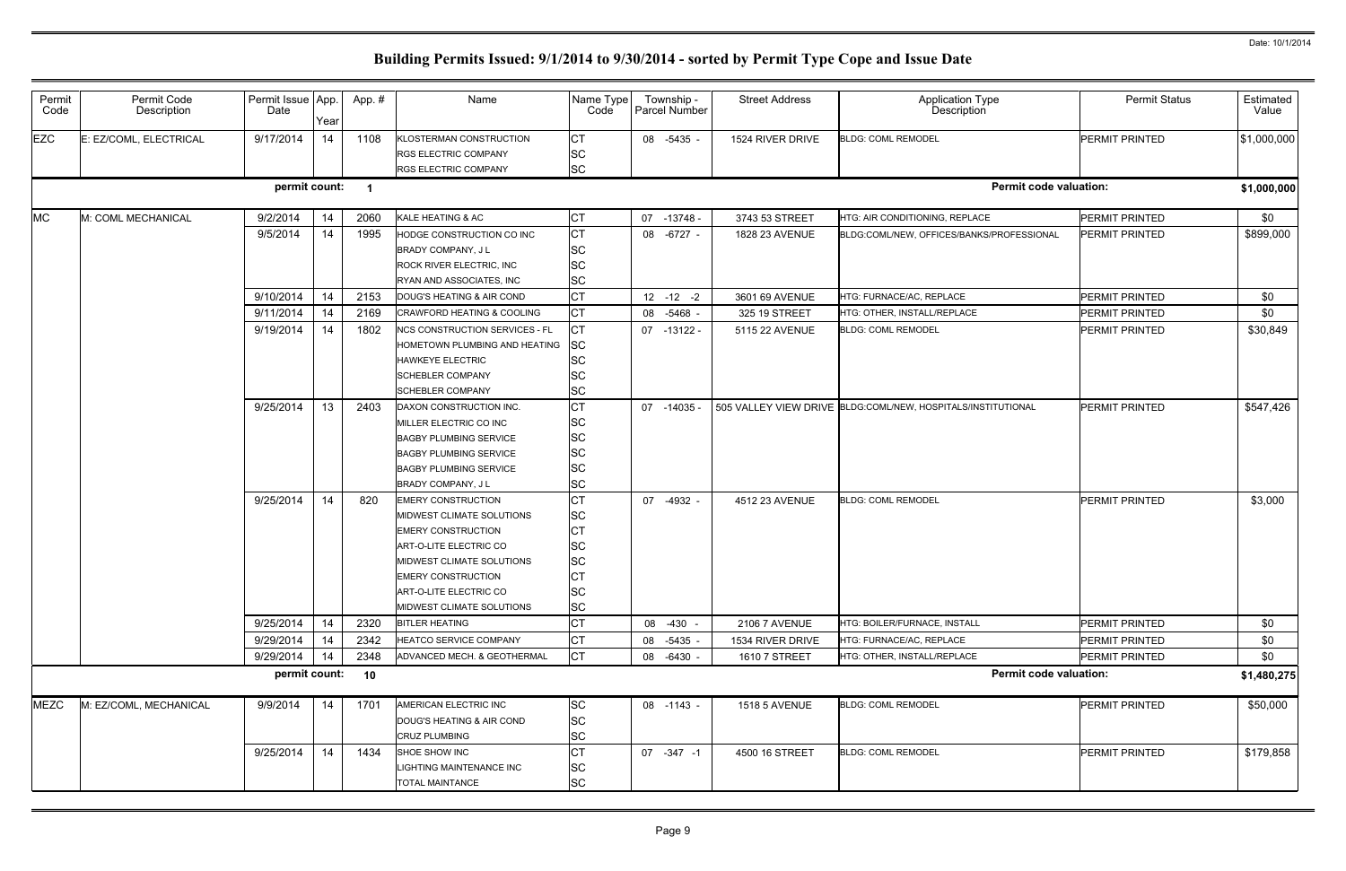# Building Permits Issued: 9/1/2014 to 9/30/2014 - sorted by Permit Type Cope and Issue Date

Date: 10/1/2014

| Permit Code | Permit Code Description | Permit Issue Date | App. Year | App. # | Name | Name Type Code | Township - Parcel Number | Street Address | Application Type Description | Permit Status | Estimated Value |
|---|---|---|---|---|---|---|---|---|---|---|---|
| EZC | E: EZ/COML, ELECTRICAL | 9/17/2014 | 14 | 1108 | KLOSTERMAN CONSTRUCTION | CT | 08 -5435 - | 1524 RIVER DRIVE | BLDG: COML REMODEL | PERMIT PRINTED | $1,000,000 |
| | | | | | RGS ELECTRIC COMPANY | SC | | | | | |
| | | | | | RGS ELECTRIC COMPANY | SC | | | | | |
| | | permit count: | | 1 | | | | | Permit code valuation: | | $1,000,000 |
| MC | M: COML MECHANICAL | 9/2/2014 | 14 | 2060 | KALE HEATING & AC | CT | 07 -13748 - | 3743 53 STREET | HTG: AIR CONDITIONING, REPLACE | PERMIT PRINTED | $0 |
| | | 9/5/2014 | 14 | 1995 | HODGE CONSTRUCTION CO INC | CT | 08 -6727 - | 1828 23 AVENUE | BLDG:COML/NEW, OFFICES/BANKS/PROFESSIONAL | PERMIT PRINTED | $899,000 |
| | | | | | BRADY COMPANY, J L | SC | | | | | |
| | | | | | ROCK RIVER ELECTRIC, INC | SC | | | | | |
| | | | | | RYAN AND ASSOCIATES, INC | SC | | | | | |
| | | 9/10/2014 | 14 | 2153 | DOUG'S HEATING & AIR COND | CT | 12 -12 -2 | 3601 69 AVENUE | HTG: FURNACE/AC, REPLACE | PERMIT PRINTED | $0 |
| | | 9/11/2014 | 14 | 2169 | CRAWFORD HEATING & COOLING | CT | 08 -5468 - | 325 19 STREET | HTG: OTHER, INSTALL/REPLACE | PERMIT PRINTED | $0 |
| | | 9/19/2014 | 14 | 1802 | NCS CONSTRUCTION SERVICES - FL | CT | 07 -13122 - | 5115 22 AVENUE | BLDG: COML REMODEL | PERMIT PRINTED | $30,849 |
| | | | | | HOMETOWN PLUMBING AND HEATING | SC | | | | | |
| | | | | | HAWKEYE ELECTRIC | SC | | | | | |
| | | | | | SCHEBLER COMPANY | SC | | | | | |
| | | | | | SCHEBLER COMPANY | SC | | | | | |
| | | 9/25/2014 | 13 | 2403 | DAXON CONSTRUCTION INC. | CT | 07 -14035 - | 505 VALLEY VIEW DRIVE | BLDG:COML/NEW, HOSPITALS/INSTITUTIONAL | PERMIT PRINTED | $547,426 |
| | | | | | MILLER ELECTRIC CO INC | SC | | | | | |
| | | | | | BAGBY PLUMBING SERVICE | SC | | | | | |
| | | | | | BAGBY PLUMBING SERVICE | SC | | | | | |
| | | | | | BAGBY PLUMBING SERVICE | SC | | | | | |
| | | | | | BRADY COMPANY, J L | SC | | | | | |
| | | 9/25/2014 | 14 | 820 | EMERY CONSTRUCTION | CT | 07 -4932 - | 4512 23 AVENUE | BLDG: COML REMODEL | PERMIT PRINTED | $3,000 |
| | | | | | MIDWEST CLIMATE SOLUTIONS | SC | | | | | |
| | | | | | EMERY CONSTRUCTION | CT | | | | | |
| | | | | | ART-O-LITE ELECTRIC CO | SC | | | | | |
| | | | | | MIDWEST CLIMATE SOLUTIONS | SC | | | | | |
| | | | | | EMERY CONSTRUCTION | CT | | | | | |
| | | | | | ART-O-LITE ELECTRIC CO | SC | | | | | |
| | | | | | MIDWEST CLIMATE SOLUTIONS | SC | | | | | |
| | | 9/25/2014 | 14 | 2320 | BITLER HEATING | CT | 08 -430 - | 2106 7 AVENUE | HTG: BOILER/FURNACE, INSTALL | PERMIT PRINTED | $0 |
| | | 9/29/2014 | 14 | 2342 | HEATCO SERVICE COMPANY | CT | 08 -5435 - | 1534 RIVER DRIVE | HTG: FURNACE/AC, REPLACE | PERMIT PRINTED | $0 |
| | | 9/29/2014 | 14 | 2348 | ADVANCED MECH. & GEOTHERMAL | CT | 08 -6430 - | 1610 7 STREET | HTG: OTHER, INSTALL/REPLACE | PERMIT PRINTED | $0 |
| | | permit count: | | 10 | | | | | Permit code valuation: | | $1,480,275 |
| MEZC | M: EZ/COML, MECHANICAL | 9/9/2014 | 14 | 1701 | AMERICAN ELECTRIC INC | SC | 08 -1143 - | 1518 5 AVENUE | BLDG: COML REMODEL | PERMIT PRINTED | $50,000 |
| | | | | | DOUG'S HEATING & AIR COND | SC | | | | | |
| | | | | | CRUZ PLUMBING | SC | | | | | |
| | | 9/25/2014 | 14 | 1434 | SHOE SHOW INC | CT | 07 -347 -1 | 4500 16 STREET | BLDG: COML REMODEL | PERMIT PRINTED | $179,858 |
| | | | | | LIGHTING MAINTENANCE INC | SC | | | | | |
| | | | | | TOTAL MAINTANCE | SC | | | | | |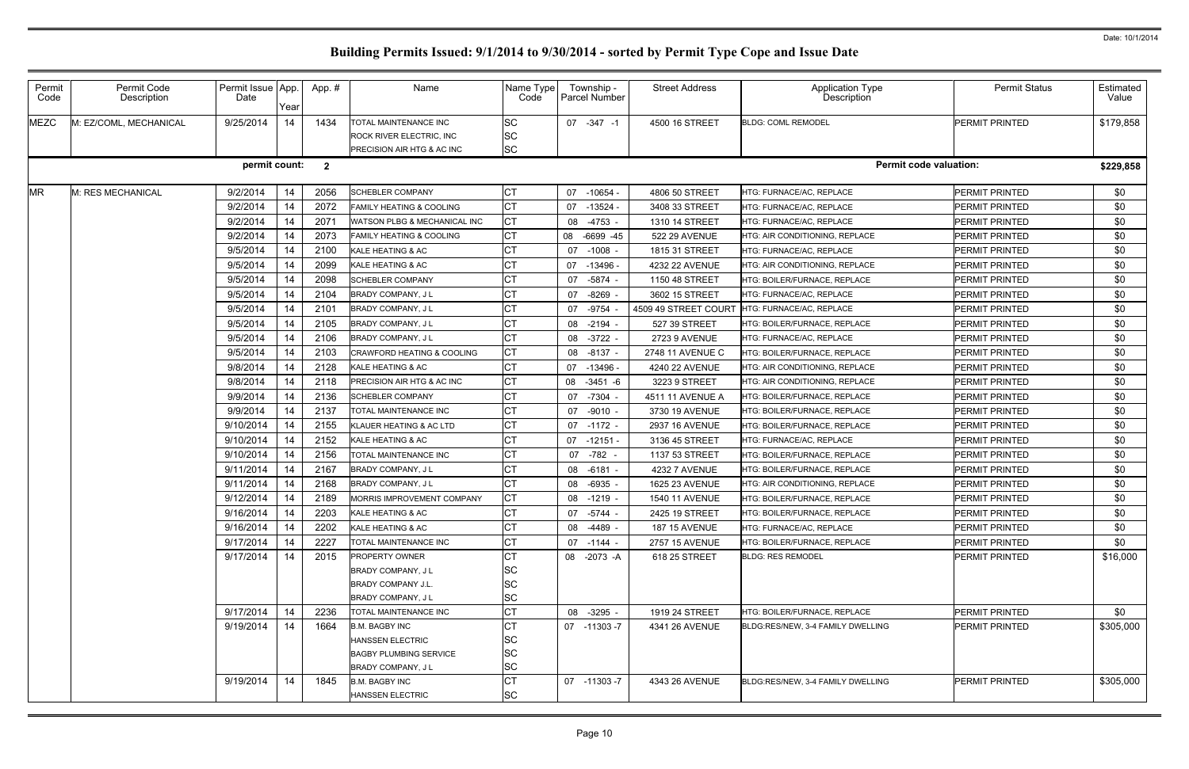# Building Permits Issued: 9/1/2014 to 9/30/2014 - sorted by Permit Type Cope and Issue Date

Date: 10/1/2014

| Permit Code | Permit Code Description | Permit Issue Date | App. Year | App. # | Name | Name Type Code | Township - Parcel Number | Street Address | Application Type Description | Permit Status | Estimated Value |
|---|---|---|---|---|---|---|---|---|---|---|---|
| MEZC | M: EZ/COML, MECHANICAL | 9/25/2014 | 14 | 1434 | TOTAL MAINTENANCE INC | SC | 07 -347 -1 | 4500 16 STREET | BLDG: COML REMODEL | PERMIT PRINTED | $179,858 |
| | | | | | ROCK RIVER ELECTRIC, INC | SC | | | | | |
| | | | | | PRECISION AIR HTG & AC INC | SC | | | | | |
| | | permit count: | | 2 | | | | | Permit code valuation: | | $229,858 |
| MR | M: RES MECHANICAL | 9/2/2014 | 14 | 2056 | SCHEBLER COMPANY | CT | 07 -10654 - | 4806 50 STREET | HTG: FURNACE/AC, REPLACE | PERMIT PRINTED | $0 |
| | | 9/2/2014 | 14 | 2072 | FAMILY HEATING & COOLING | CT | 07 -13524 - | 3408 33 STREET | HTG: FURNACE/AC, REPLACE | PERMIT PRINTED | $0 |
| | | 9/2/2014 | 14 | 2071 | WATSON PLBG & MECHANICAL INC | CT | 08 -4753 - | 1310 14 STREET | HTG: FURNACE/AC, REPLACE | PERMIT PRINTED | $0 |
| | | 9/2/2014 | 14 | 2073 | FAMILY HEATING & COOLING | CT | 08 -6699 -45 | 522 29 AVENUE | HTG: AIR CONDITIONING, REPLACE | PERMIT PRINTED | $0 |
| | | 9/5/2014 | 14 | 2100 | KALE HEATING & AC | CT | 07 -1008 - | 1815 31 STREET | HTG: FURNACE/AC, REPLACE | PERMIT PRINTED | $0 |
| | | 9/5/2014 | 14 | 2099 | KALE HEATING & AC | CT | 07 -13496 - | 4232 22 AVENUE | HTG: AIR CONDITIONING, REPLACE | PERMIT PRINTED | $0 |
| | | 9/5/2014 | 14 | 2098 | SCHEBLER COMPANY | CT | 07 -5874 - | 1150 48 STREET | HTG: BOILER/FURNACE, REPLACE | PERMIT PRINTED | $0 |
| | | 9/5/2014 | 14 | 2104 | BRADY COMPANY, J L | CT | 07 -8269 - | 3602 15 STREET | HTG: FURNACE/AC, REPLACE | PERMIT PRINTED | $0 |
| | | 9/5/2014 | 14 | 2101 | BRADY COMPANY, J L | CT | 07 -9754 - | 4509 49 STREET COURT | HTG: FURNACE/AC, REPLACE | PERMIT PRINTED | $0 |
| | | 9/5/2014 | 14 | 2105 | BRADY COMPANY, J L | CT | 08 -2194 - | 527 39 STREET | HTG: BOILER/FURNACE, REPLACE | PERMIT PRINTED | $0 |
| | | 9/5/2014 | 14 | 2106 | BRADY COMPANY, J L | CT | 08 -3722 - | 2723 9 AVENUE | HTG: FURNACE/AC, REPLACE | PERMIT PRINTED | $0 |
| | | 9/5/2014 | 14 | 2103 | CRAWFORD HEATING & COOLING | CT | 08 -8137 - | 2748 11 AVENUE C | HTG: BOILER/FURNACE, REPLACE | PERMIT PRINTED | $0 |
| | | 9/8/2014 | 14 | 2128 | KALE HEATING & AC | CT | 07 -13496 - | 4240 22 AVENUE | HTG: AIR CONDITIONING, REPLACE | PERMIT PRINTED | $0 |
| | | 9/8/2014 | 14 | 2118 | PRECISION AIR HTG & AC INC | CT | 08 -3451 -6 | 3223 9 STREET | HTG: AIR CONDITIONING, REPLACE | PERMIT PRINTED | $0 |
| | | 9/9/2014 | 14 | 2136 | SCHEBLER COMPANY | CT | 07 -7304 - | 4511 11 AVENUE A | HTG: BOILER/FURNACE, REPLACE | PERMIT PRINTED | $0 |
| | | 9/9/2014 | 14 | 2137 | TOTAL MAINTENANCE INC | CT | 07 -9010 - | 3730 19 AVENUE | HTG: BOILER/FURNACE, REPLACE | PERMIT PRINTED | $0 |
| | | 9/10/2014 | 14 | 2155 | KLAUER HEATING & AC LTD | CT | 07 -1172 - | 2937 16 AVENUE | HTG: BOILER/FURNACE, REPLACE | PERMIT PRINTED | $0 |
| | | 9/10/2014 | 14 | 2152 | KALE HEATING & AC | CT | 07 -12151 - | 3136 45 STREET | HTG: FURNACE/AC, REPLACE | PERMIT PRINTED | $0 |
| | | 9/10/2014 | 14 | 2156 | TOTAL MAINTENANCE INC | CT | 07 -782 - | 1137 53 STREET | HTG: BOILER/FURNACE, REPLACE | PERMIT PRINTED | $0 |
| | | 9/11/2014 | 14 | 2167 | BRADY COMPANY, J L | CT | 08 -6181 - | 4232 7 AVENUE | HTG: BOILER/FURNACE, REPLACE | PERMIT PRINTED | $0 |
| | | 9/11/2014 | 14 | 2168 | BRADY COMPANY, J L | CT | 08 -6935 - | 1625 23 AVENUE | HTG: AIR CONDITIONING, REPLACE | PERMIT PRINTED | $0 |
| | | 9/12/2014 | 14 | 2189 | MORRIS IMPROVEMENT COMPANY | CT | 08 -1219 - | 1540 11 AVENUE | HTG: BOILER/FURNACE, REPLACE | PERMIT PRINTED | $0 |
| | | 9/16/2014 | 14 | 2203 | KALE HEATING & AC | CT | 07 -5744 - | 2425 19 STREET | HTG: BOILER/FURNACE, REPLACE | PERMIT PRINTED | $0 |
| | | 9/16/2014 | 14 | 2202 | KALE HEATING & AC | CT | 08 -4489 - | 187 15 AVENUE | HTG: FURNACE/AC, REPLACE | PERMIT PRINTED | $0 |
| | | 9/17/2014 | 14 | 2227 | TOTAL MAINTENANCE INC | CT | 07 -1144 - | 2757 15 AVENUE | HTG: BOILER/FURNACE, REPLACE | PERMIT PRINTED | $0 |
| | | 9/17/2014 | 14 | 2015 | PROPERTY OWNER | CT | 08 -2073 -A | 618 25 STREET | BLDG: RES REMODEL | PERMIT PRINTED | $16,000 |
| | | | | | BRADY COMPANY, J L | SC | | | | | |
| | | | | | BRADY COMPANY J.L. | SC | | | | | |
| | | | | | BRADY COMPANY, J L | SC | | | | | |
| | | 9/17/2014 | 14 | 2236 | TOTAL MAINTENANCE INC | CT | 08 -3295 - | 1919 24 STREET | HTG: BOILER/FURNACE, REPLACE | PERMIT PRINTED | $0 |
| | | 9/19/2014 | 14 | 1664 | B.M. BAGBY INC | CT | 07 -11303 -7 | 4341 26 AVENUE | BLDG:RES/NEW, 3-4 FAMILY DWELLING | PERMIT PRINTED | $305,000 |
| | | | | | HANSSEN ELECTRIC | SC | | | | | |
| | | | | | BAGBY PLUMBING SERVICE | SC | | | | | |
| | | | | | BRADY COMPANY, J L | SC | | | | | |
| | | 9/19/2014 | 14 | 1845 | B.M. BAGBY INC | CT | 07 -11303 -7 | 4343 26 AVENUE | BLDG:RES/NEW, 3-4 FAMILY DWELLING | PERMIT PRINTED | $305,000 |
| | | | | | HANSSEN ELECTRIC | SC | | | | | |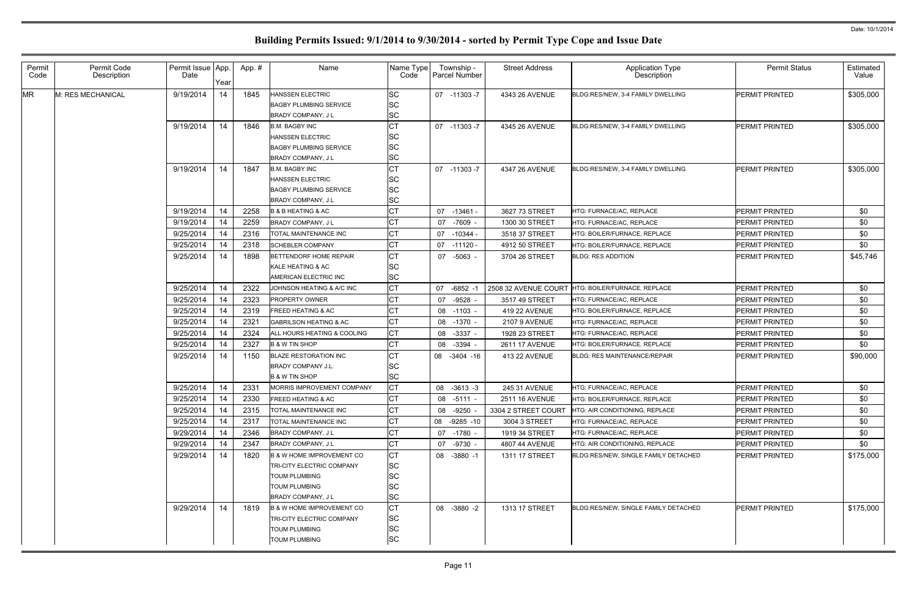# Building Permits Issued: 9/1/2014 to 9/30/2014 - sorted by Permit Type Cope and Issue Date

Date: 10/1/2014

| Permit Code | Permit Code Description | Permit Issue Date | App. Year | App. # | Name | Name Type Code | Township - Parcel Number | Street Address | Application Type Description | Permit Status | Estimated Value |
|---|---|---|---|---|---|---|---|---|---|---|---|
| MR | M: RES MECHANICAL | 9/19/2014 | 14 | 1845 | HANSSEN ELECTRIC | SC | 07 -11303 -7 | 4343 26 AVENUE | BLDG:RES/NEW, 3-4 FAMILY DWELLING | PERMIT PRINTED | $305,000 |
| | | | | | BAGBY PLUMBING SERVICE | SC | | | | | |
| | | | | | BRADY COMPANY, J L | SC | | | | | |
| | | 9/19/2014 | 14 | 1846 | B.M. BAGBY INC | CT | 07 -11303 -7 | 4345 26 AVENUE | BLDG:RES/NEW, 3-4 FAMILY DWELLING | PERMIT PRINTED | $305,000 |
| | | | | | HANSSEN ELECTRIC | SC | | | | | |
| | | | | | BAGBY PLUMBING SERVICE | SC | | | | | |
| | | | | | BRADY COMPANY, J L | SC | | | | | |
| | | 9/19/2014 | 14 | 1847 | B.M. BAGBY INC | CT | 07 -11303 -7 | 4347 26 AVENUE | BLDG:RES/NEW, 3-4 FAMILY DWELLING | PERMIT PRINTED | $305,000 |
| | | | | | HANSSEN ELECTRIC | SC | | | | | |
| | | | | | BAGBY PLUMBING SERVICE | SC | | | | | |
| | | | | | BRADY COMPANY, J L | SC | | | | | |
| | | 9/19/2014 | 14 | 2258 | B & B HEATING & AC | CT | 07 -13461 - | 3627 73 STREET | HTG: FURNACE/AC, REPLACE | PERMIT PRINTED | $0 |
| | | 9/19/2014 | 14 | 2259 | BRADY COMPANY, J L | CT | 07 -7609 - | 1300 30 STREET | HTG: FURNACE/AC, REPLACE | PERMIT PRINTED | $0 |
| | | 9/25/2014 | 14 | 2316 | TOTAL MAINTENANCE INC | CT | 07 -10344 - | 3518 37 STREET | HTG: BOILER/FURNACE, REPLACE | PERMIT PRINTED | $0 |
| | | 9/25/2014 | 14 | 2318 | SCHEBLER COMPANY | CT | 07 -11120 - | 4912 50 STREET | HTG: BOILER/FURNACE, REPLACE | PERMIT PRINTED | $0 |
| | | 9/25/2014 | 14 | 1898 | BETTENDORF HOME REPAIR | CT | 07 -5063 - | 3704 26 STREET | BLDG: RES ADDITION | PERMIT PRINTED | $45,746 |
| | | | | | KALE HEATING & AC | SC | | | | | |
| | | | | | AMERICAN ELECTRIC INC | SC | | | | | |
| | | 9/25/2014 | 14 | 2322 | JOHNSON HEATING & A/C INC | CT | 07 -6852 -1 | 2508 32 AVENUE COURT | HTG: BOILER/FURNACE, REPLACE | PERMIT PRINTED | $0 |
| | | 9/25/2014 | 14 | 2323 | PROPERTY OWNER | CT | 07 -9528 - | 3517 49 STREET | HTG: FURNACE/AC, REPLACE | PERMIT PRINTED | $0 |
| | | 9/25/2014 | 14 | 2319 | FREED HEATING & AC | CT | 08 -1103 - | 419 22 AVENUE | HTG: BOILER/FURNACE, REPLACE | PERMIT PRINTED | $0 |
| | | 9/25/2014 | 14 | 2321 | GABRILSON HEATING & AC | CT | 08 -1370 - | 2107 9 AVENUE | HTG: FURNACE/AC, REPLACE | PERMIT PRINTED | $0 |
| | | 9/25/2014 | 14 | 2324 | ALL HOURS HEATING & COOLING | CT | 08 -3337 - | 1928 23 STREET | HTG: FURNACE/AC, REPLACE | PERMIT PRINTED | $0 |
| | | 9/25/2014 | 14 | 2327 | B & W TIN SHOP | CT | 08 -3394 - | 2611 17 AVENUE | HTG: BOILER/FURNACE, REPLACE | PERMIT PRINTED | $0 |
| | | 9/25/2014 | 14 | 1150 | BLAZE RESTORATION INC | CT | 08 -3404 -16 | 413 22 AVENUE | BLDG: RES MAINTENANCE/REPAIR | PERMIT PRINTED | $90,000 |
| | | | | | BRADY COMPANY J.L. | SC | | | | | |
| | | | | | B & W TIN SHOP | SC | | | | | |
| | | 9/25/2014 | 14 | 2331 | MORRIS IMPROVEMENT COMPANY | CT | 08 -3613 -3 | 245 31 AVENUE | HTG: FURNACE/AC, REPLACE | PERMIT PRINTED | $0 |
| | | 9/25/2014 | 14 | 2330 | FREED HEATING & AC | CT | 08 -5111 - | 2511 16 AVENUE | HTG: BOILER/FURNACE, REPLACE | PERMIT PRINTED | $0 |
| | | 9/25/2014 | 14 | 2315 | TOTAL MAINTENANCE INC | CT | 08 -9250 - | 3304 2 STREET COURT | HTG: AIR CONDITIONING, REPLACE | PERMIT PRINTED | $0 |
| | | 9/25/2014 | 14 | 2317 | TOTAL MAINTENANCE INC | CT | 08 -9285 -10 | 3004 3 STREET | HTG: FURNACE/AC, REPLACE | PERMIT PRINTED | $0 |
| | | 9/29/2014 | 14 | 2346 | BRADY COMPANY, J L | CT | 07 -1780 - | 1919 34 STREET | HTG: FURNACE/AC, REPLACE | PERMIT PRINTED | $0 |
| | | 9/29/2014 | 14 | 2347 | BRADY COMPANY, J L | CT | 07 -9730 - | 4807 44 AVENUE | HTG: AIR CONDITIONING, REPLACE | PERMIT PRINTED | $0 |
| | | 9/29/2014 | 14 | 1820 | B & W HOME IMPROVEMENT CO | CT | 08 -3880 -1 | 1311 17 STREET | BLDG:RES/NEW, SINGLE FAMILY DETACHED | PERMIT PRINTED | $175,000 |
| | | | | | TRI-CITY ELECTRIC COMPANY | SC | | | | | |
| | | | | | TOUM PLUMBING | SC | | | | | |
| | | | | | TOUM PLUMBING | SC | | | | | |
| | | | | | BRADY COMPANY, J L | SC | | | | | |
| | | 9/29/2014 | 14 | 1819 | B & W HOME IMPROVEMENT CO | CT | 08 -3880 -2 | 1313 17 STREET | BLDG:RES/NEW, SINGLE FAMILY DETACHED | PERMIT PRINTED | $175,000 |
| | | | | | TRI-CITY ELECTRIC COMPANY | SC | | | | | |
| | | | | | TOUM PLUMBING | SC | | | | | |
| | | | | | TOUM PLUMBING | SC | | | | | |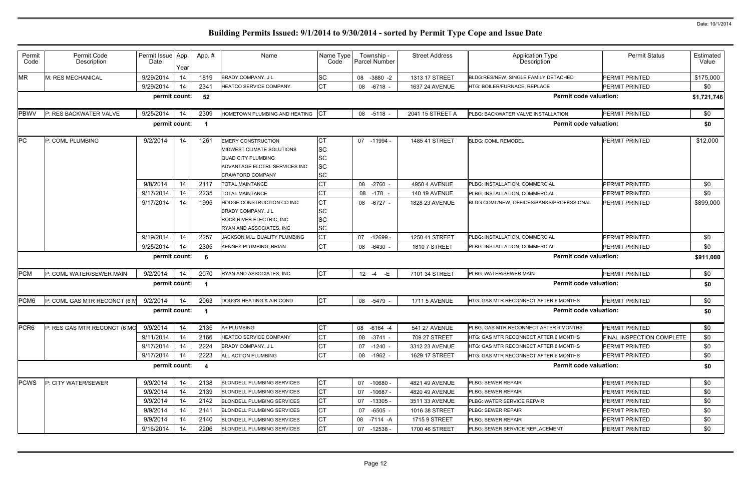Date: 10/1/2014

# Building Permits Issued: 9/1/2014 to 9/30/2014 - sorted by Permit Type Cope and Issue Date

| Permit Code | Permit Code Description | Permit Issue Date | App. Year | App. # | Name | Name Type Code | Township - Parcel Number | Street Address | Application Type Description | Permit Status | Estimated Value |
|---|---|---|---|---|---|---|---|---|---|---|---|
| MR | M: RES MECHANICAL | 9/29/2014 | 14 | 1819 | BRADY COMPANY, J L | SC | 08 -3880 -2 | 1313 17 STREET | BLDG:RES/NEW, SINGLE FAMILY DETACHED | PERMIT PRINTED | $175,000 |
| | | 9/29/2014 | 14 | 2341 | HEATCO SERVICE COMPANY | CT | 08 -6718 - | 1637 24 AVENUE | HTG: BOILER/FURNACE, REPLACE | PERMIT PRINTED | $0 |
| | | permit count: | | 52 | | | | | Permit code valuation: | | $1,721,746 |
| PBWV | P: RES BACKWATER VALVE | 9/25/2014 | 14 | 2309 | HOMETOWN PLUMBING AND HEATING | CT | 08 -5118 - | 2041 15 STREET A | PLBG: BACKWATER VALVE INSTALLATION | PERMIT PRINTED | $0 |
| | | permit count: | | 1 | | | | | Permit code valuation: | | $0 |
| PC | P: COML PLUMBING | 9/2/2014 | 14 | 1261 | EMERY CONSTRUCTION | CT | 07 -11994 - | 1485 41 STREET | BLDG: COML REMODEL | PERMIT PRINTED | $12,000 |
| | | | | | MIDWEST CLIMATE SOLUTIONS | SC | | | | | |
| | | | | | QUAD CITY PLUMBING | SC | | | | | |
| | | | | | ADVANTAGE ELCTRL SERVICES INC | SC | | | | | |
| | | | | | CRAWFORD COMPANY | SC | | | | | |
| | | 9/8/2014 | 14 | 2117 | TOTAL MAINTANCE | CT | 08 -2760 - | 4950 4 AVENUE | PLBG: INSTALLATION, COMMERCIAL | PERMIT PRINTED | $0 |
| | | 9/17/2014 | 14 | 2235 | TOTAL MAINTANCE | CT | 08 -178 - | 140 19 AVENUE | PLBG: INSTALLATION, COMMERCIAL | PERMIT PRINTED | $0 |
| | | 9/17/2014 | 14 | 1995 | HODGE CONSTRUCTION CO INC | CT | 08 -6727 - | 1828 23 AVENUE | BLDG:COML/NEW, OFFICES/BANKS/PROFESSIONAL | PERMIT PRINTED | $899,000 |
| | | | | | BRADY COMPANY, J L | SC | | | | | |
| | | | | | ROCK RIVER ELECTRIC, INC | SC | | | | | |
| | | | | | RYAN AND ASSOCIATES, INC | SC | | | | | |
| | | 9/19/2014 | 14 | 2257 | JACKSON M.L. QUALITY PLUMBING | CT | 07 -12699 - | 1250 41 STREET | PLBG: INSTALLATION, COMMERCIAL | PERMIT PRINTED | $0 |
| | | 9/25/2014 | 14 | 2305 | KENNEY PLUMBING, BRIAN | CT | 08 -6430 - | 1610 7 STREET | PLBG: INSTALLATION, COMMERCIAL | PERMIT PRINTED | $0 |
| | | permit count: | | 6 | | | | | Permit code valuation: | | $911,000 |
| PCM | P: COML WATER/SEWER MAIN | 9/2/2014 | 14 | 2070 | RYAN AND ASSOCIATES, INC | CT | 12 -4 -E | 7101 34 STREET | PLBG: WATER/SEWER MAIN | PERMIT PRINTED | $0 |
| | | permit count: | | 1 | | | | | Permit code valuation: | | $0 |
| PCM6 | P: COML GAS MTR RECONCT (6 M | 9/2/2014 | 14 | 2063 | DOUG'S HEATING & AIR COND | CT | 08 -5479 - | 1711 5 AVENUE | HTG: GAS MTR RECONNECT AFTER 6 MONTHS | PERMIT PRINTED | $0 |
| | | permit count: | | 1 | | | | | Permit code valuation: | | $0 |
| PCR6 | P: RES GAS MTR RECONCT (6 MO | 9/9/2014 | 14 | 2135 | A+ PLUMBING | CT | 08 -6164 -4 | 541 27 AVENUE | PLBG: GAS MTR RECONNECT AFTER 6 MONTHS | PERMIT PRINTED | $0 |
| | | 9/11/2014 | 14 | 2166 | HEATCO SERVICE COMPANY | CT | 08 -3741 - | 709 27 STREET | HTG: GAS MTR RECONNECT AFTER 6 MONTHS | FINAL INSPECTION COMPLETE | $0 |
| | | 9/17/2014 | 14 | 2224 | BRADY COMPANY, J L | CT | 07 -1240 - | 3312 23 AVENUE | HTG: GAS MTR RECONNECT AFTER 6 MONTHS | PERMIT PRINTED | $0 |
| | | 9/17/2014 | 14 | 2223 | ALL ACTION PLUMBING | CT | 08 -1962 - | 1629 17 STREET | HTG: GAS MTR RECONNECT AFTER 6 MONTHS | PERMIT PRINTED | $0 |
| | | permit count: | | 4 | | | | | Permit code valuation: | | $0 |
| PCWS | P: CITY WATER/SEWER | 9/9/2014 | 14 | 2138 | BLONDELL PLUMBING SERVICES | CT | 07 -10680 - | 4821 49 AVENUE | PLBG: SEWER REPAIR | PERMIT PRINTED | $0 |
| | | 9/9/2014 | 14 | 2139 | BLONDELL PLUMBING SERVICES | CT | 07 -10687 - | 4820 49 AVENUE | PLBG: SEWER REPAIR | PERMIT PRINTED | $0 |
| | | 9/9/2014 | 14 | 2142 | BLONDELL PLUMBING SERVICES | CT | 07 -13305 - | 3511 33 AVENUE | PLBG: WATER SERVICE REPAIR | PERMIT PRINTED | $0 |
| | | 9/9/2014 | 14 | 2141 | BLONDELL PLUMBING SERVICES | CT | 07 -6505 - | 1016 38 STREET | PLBG: SEWER REPAIR | PERMIT PRINTED | $0 |
| | | 9/9/2014 | 14 | 2140 | BLONDELL PLUMBING SERVICES | CT | 08 -7114 -A | 1715 9 STREET | PLBG: SEWER REPAIR | PERMIT PRINTED | $0 |
| | | 9/16/2014 | 14 | 2206 | BLONDELL PLUMBING SERVICES | CT | 07 -12538 - | 1700 46 STREET | PLBG: SEWER SERVICE REPLACEMENT | PERMIT PRINTED | $0 |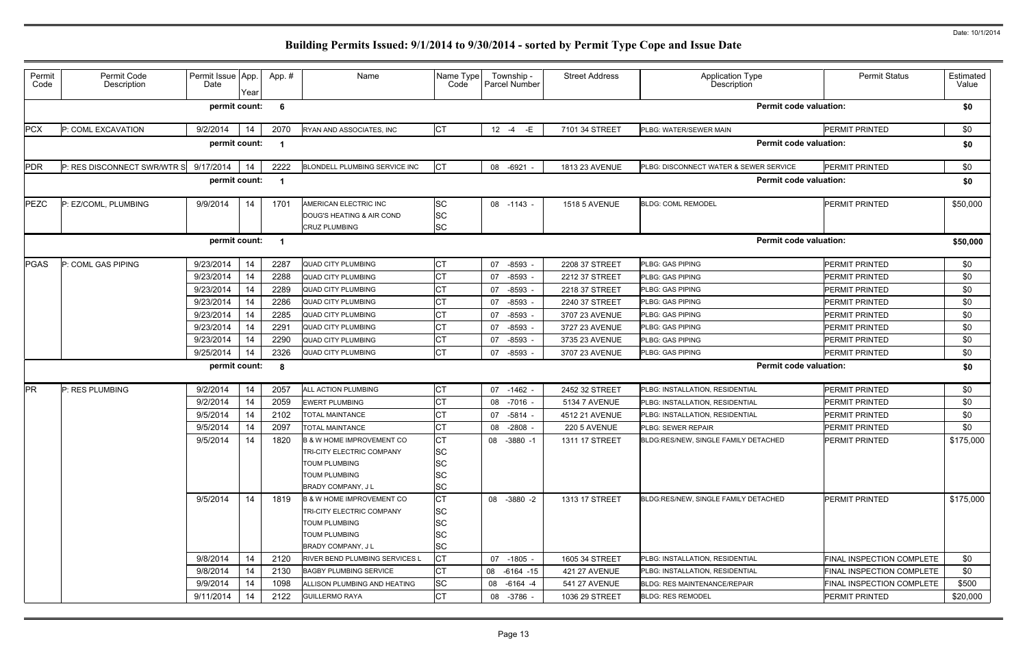Date: 10/1/2014

# Building Permits Issued: 9/1/2014 to 9/30/2014 - sorted by Permit Type Cope and Issue Date

| Permit Code | Permit Code Description | Permit Issue Date | App. Year | App. # | Name | Name Type Code | Township - Parcel Number | Street Address | Application Type Description | Permit Status | Estimated Value |
|---|---|---|---|---|---|---|---|---|---|---|---|
| | | permit count: | | 6 | | | | | Permit code valuation: | | $0 |
| PCX | P: COML EXCAVATION | 9/2/2014 | 14 | 2070 | RYAN AND ASSOCIATES, INC | CT | 12 -4 -E | 7101 34 STREET | PLBG: WATER/SEWER MAIN | PERMIT PRINTED | $0 |
| | | permit count: | | 1 | | | | | Permit code valuation: | | $0 |
| PDR | P: RES DISCONNECT SWR/WTR S | 9/17/2014 | 14 | 2222 | BLONDELL PLUMBING SERVICE INC | CT | 08 -6921 - | 1813 23 AVENUE | PLBG: DISCONNECT WATER & SEWER SERVICE | PERMIT PRINTED | $0 |
| | | permit count: | | 1 | | | | | Permit code valuation: | | $0 |
| PEZC | P: EZ/COML, PLUMBING | 9/9/2014 | 14 | 1701 | AMERICAN ELECTRIC INC<br>DOUG'S HEATING & AIR COND<br>CRUZ PLUMBING | SC<br>SC<br>SC | 08 -1143 - | 1518 5 AVENUE | BLDG: COML REMODEL | PERMIT PRINTED | $50,000 |
| | | permit count: | | 1 | | | | | Permit code valuation: | | $50,000 |
| PGAS | P: COML GAS PIPING | 9/23/2014 | 14 | 2287 | QUAD CITY PLUMBING | CT | 07 -8593 - | 2208 37 STREET | PLBG: GAS PIPING | PERMIT PRINTED | $0 |
| | | 9/23/2014 | 14 | 2288 | QUAD CITY PLUMBING | CT | 07 -8593 - | 2212 37 STREET | PLBG: GAS PIPING | PERMIT PRINTED | $0 |
| | | 9/23/2014 | 14 | 2289 | QUAD CITY PLUMBING | CT | 07 -8593 - | 2218 37 STREET | PLBG: GAS PIPING | PERMIT PRINTED | $0 |
| | | 9/23/2014 | 14 | 2286 | QUAD CITY PLUMBING | CT | 07 -8593 - | 2240 37 STREET | PLBG: GAS PIPING | PERMIT PRINTED | $0 |
| | | 9/23/2014 | 14 | 2285 | QUAD CITY PLUMBING | CT | 07 -8593 - | 3707 23 AVENUE | PLBG: GAS PIPING | PERMIT PRINTED | $0 |
| | | 9/23/2014 | 14 | 2291 | QUAD CITY PLUMBING | CT | 07 -8593 - | 3727 23 AVENUE | PLBG: GAS PIPING | PERMIT PRINTED | $0 |
| | | 9/23/2014 | 14 | 2290 | QUAD CITY PLUMBING | CT | 07 -8593 - | 3735 23 AVENUE | PLBG: GAS PIPING | PERMIT PRINTED | $0 |
| | | 9/25/2014 | 14 | 2326 | QUAD CITY PLUMBING | CT | 07 -8593 - | 3707 23 AVENUE | PLBG: GAS PIPING | PERMIT PRINTED | $0 |
| | | permit count: | | 8 | | | | | Permit code valuation: | | $0 |
| PR | P: RES PLUMBING | 9/2/2014 | 14 | 2057 | ALL ACTION PLUMBING | CT | 07 -1462 - | 2452 32 STREET | PLBG: INSTALLATION, RESIDENTIAL | PERMIT PRINTED | $0 |
| | | 9/2/2014 | 14 | 2059 | EWERT PLUMBING | CT | 08 -7016 - | 5134 7 AVENUE | PLBG: INSTALLATION, RESIDENTIAL | PERMIT PRINTED | $0 |
| | | 9/5/2014 | 14 | 2102 | TOTAL MAINTANCE | CT | 07 -5814 - | 4512 21 AVENUE | PLBG: INSTALLATION, RESIDENTIAL | PERMIT PRINTED | $0 |
| | | 9/5/2014 | 14 | 2097 | TOTAL MAINTANCE | CT | 08 -2808 - | 220 5 AVENUE | PLBG: SEWER REPAIR | PERMIT PRINTED | $0 |
| | | 9/5/2014 | 14 | 1820 | B & W HOME IMPROVEMENT CO<br>TRI-CITY ELECTRIC COMPANY<br>TOUM PLUMBING<br>TOUM PLUMBING<br>BRADY COMPANY, J L | CT<br>SC<br>SC<br>SC<br>SC | 08 -3880 -1 | 1311 17 STREET | BLDG:RES/NEW, SINGLE FAMILY DETACHED | PERMIT PRINTED | $175,000 |
| | | 9/5/2014 | 14 | 1819 | B & W HOME IMPROVEMENT CO<br>TRI-CITY ELECTRIC COMPANY<br>TOUM PLUMBING<br>TOUM PLUMBING<br>BRADY COMPANY, J L | CT<br>SC<br>SC<br>SC<br>SC | 08 -3880 -2 | 1313 17 STREET | BLDG:RES/NEW, SINGLE FAMILY DETACHED | PERMIT PRINTED | $175,000 |
| | | 9/8/2014 | 14 | 2120 | RIVER BEND PLUMBING SERVICES L | CT | 07 -1805 - | 1605 34 STREET | PLBG: INSTALLATION, RESIDENTIAL | FINAL INSPECTION COMPLETE | $0 |
| | | 9/8/2014 | 14 | 2130 | BAGBY PLUMBING SERVICE | CT | 08 -6164 -15 | 421 27 AVENUE | PLBG: INSTALLATION, RESIDENTIAL | FINAL INSPECTION COMPLETE | $0 |
| | | 9/9/2014 | 14 | 1098 | ALLISON PLUMBING AND HEATING | SC | 08 -6164 -4 | 541 27 AVENUE | BLDG: RES MAINTENANCE/REPAIR | FINAL INSPECTION COMPLETE | $500 |
| | | 9/11/2014 | 14 | 2122 | GUILLERMO RAYA | CT | 08 -3786 - | 1036 29 STREET | BLDG: RES REMODEL | PERMIT PRINTED | $20,000 |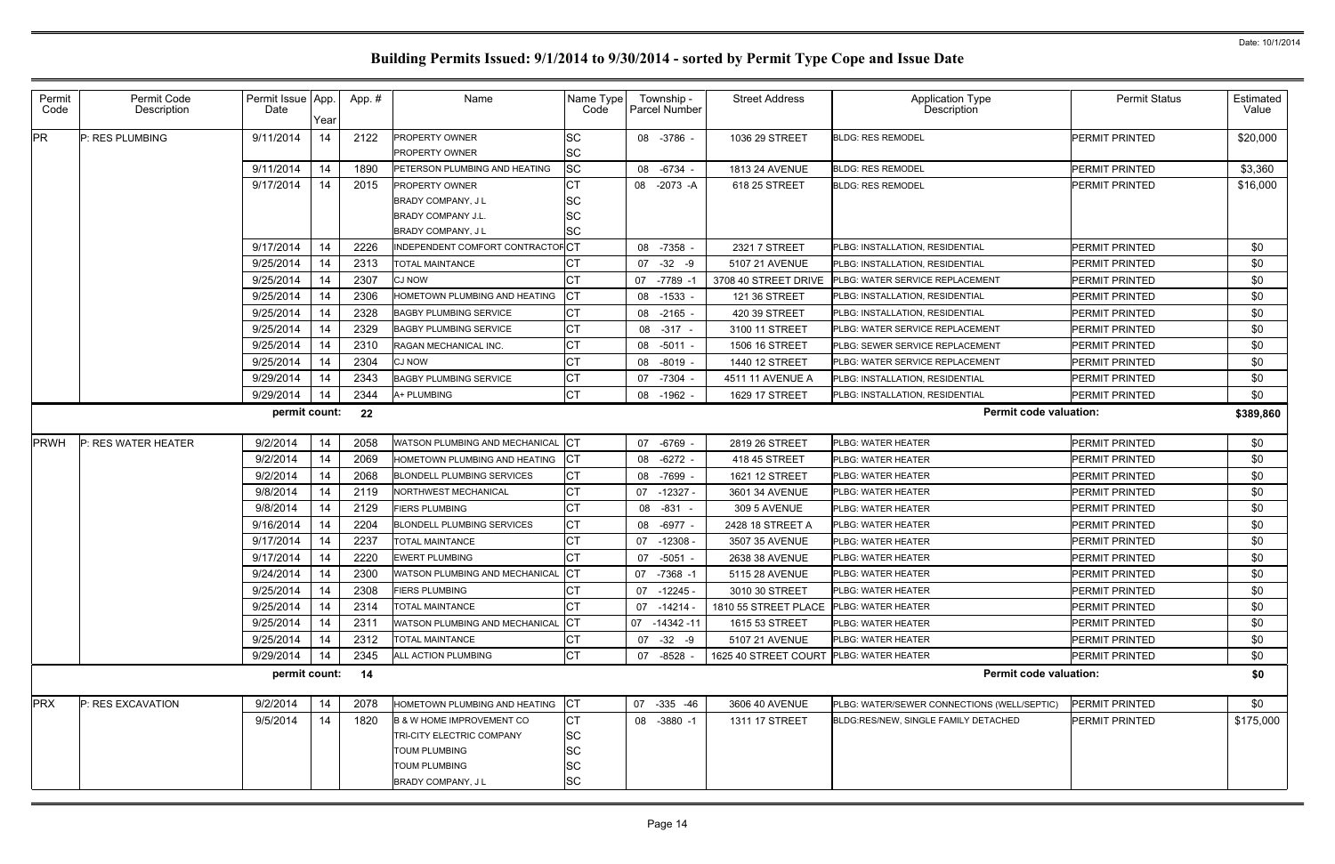# Building Permits Issued: 9/1/2014 to 9/30/2014 - sorted by Permit Type Cope and Issue Date

Date: 10/1/2014

| Permit Code | Permit Code Description | Permit Issue Date | App. Year | App. # | Name | Name Type Code | Township - Parcel Number | Street Address | Application Type Description | Permit Status | Estimated Value |
|---|---|---|---|---|---|---|---|---|---|---|---|
| PR | P: RES PLUMBING | 9/11/2014 | 14 | 2122 | PROPERTY OWNER | SC | 08 -3786 - | 1036 29 STREET | BLDG: RES REMODEL | PERMIT PRINTED | $20,000 |
| | | | | | PROPERTY OWNER | SC | | | | | |
| | | 9/11/2014 | 14 | 1890 | PETERSON PLUMBING AND HEATING | SC | 08 -6734 - | 1813 24 AVENUE | BLDG: RES REMODEL | PERMIT PRINTED | $3,360 |
| | | 9/17/2014 | 14 | 2015 | PROPERTY OWNER | CT | 08 -2073 -A | 618 25 STREET | BLDG: RES REMODEL | PERMIT PRINTED | $16,000 |
| | | | | | BRADY COMPANY, J L | SC | | | | | |
| | | | | | BRADY COMPANY J.L. | SC | | | | | |
| | | | | | BRADY COMPANY, J L | SC | | | | | |
| | | 9/17/2014 | 14 | 2226 | INDEPENDENT COMFORT CONTRACTOR | CT | 08 -7358 - | 2321 7 STREET | PLBG: INSTALLATION, RESIDENTIAL | PERMIT PRINTED | $0 |
| | | 9/25/2014 | 14 | 2313 | TOTAL MAINTANCE | CT | 07 -32 -9 | 5107 21 AVENUE | PLBG: INSTALLATION, RESIDENTIAL | PERMIT PRINTED | $0 |
| | | 9/25/2014 | 14 | 2307 | CJ NOW | CT | 07 -7789 -1 | 3708 40 STREET DRIVE | PLBG: WATER SERVICE REPLACEMENT | PERMIT PRINTED | $0 |
| | | 9/25/2014 | 14 | 2306 | HOMETOWN PLUMBING AND HEATING | CT | 08 -1533 - | 121 36 STREET | PLBG: INSTALLATION, RESIDENTIAL | PERMIT PRINTED | $0 |
| | | 9/25/2014 | 14 | 2328 | BAGBY PLUMBING SERVICE | CT | 08 -2165 - | 420 39 STREET | PLBG: INSTALLATION, RESIDENTIAL | PERMIT PRINTED | $0 |
| | | 9/25/2014 | 14 | 2329 | BAGBY PLUMBING SERVICE | CT | 08 -317 - | 3100 11 STREET | PLBG: WATER SERVICE REPLACEMENT | PERMIT PRINTED | $0 |
| | | 9/25/2014 | 14 | 2310 | RAGAN MECHANICAL INC. | CT | 08 -5011 - | 1506 16 STREET | PLBG: SEWER SERVICE REPLACEMENT | PERMIT PRINTED | $0 |
| | | 9/25/2014 | 14 | 2304 | CJ NOW | CT | 08 -8019 - | 1440 12 STREET | PLBG: WATER SERVICE REPLACEMENT | PERMIT PRINTED | $0 |
| | | 9/29/2014 | 14 | 2343 | BAGBY PLUMBING SERVICE | CT | 07 -7304 - | 4511 11 AVENUE A | PLBG: INSTALLATION, RESIDENTIAL | PERMIT PRINTED | $0 |
| | | 9/29/2014 | 14 | 2344 | A+ PLUMBING | CT | 08 -1962 - | 1629 17 STREET | PLBG: INSTALLATION, RESIDENTIAL | PERMIT PRINTED | $0 |
| | | permit count: | | 22 | | | | | Permit code valuation: | | $389,860 |
| PRWH | P: RES WATER HEATER | 9/2/2014 | 14 | 2058 | WATSON PLUMBING AND MECHANICAL | CT | 07 -6769 - | 2819 26 STREET | PLBG: WATER HEATER | PERMIT PRINTED | $0 |
| | | 9/2/2014 | 14 | 2069 | HOMETOWN PLUMBING AND HEATING | CT | 08 -6272 - | 418 45 STREET | PLBG: WATER HEATER | PERMIT PRINTED | $0 |
| | | 9/2/2014 | 14 | 2068 | BLONDELL PLUMBING SERVICES | CT | 08 -7699 - | 1621 12 STREET | PLBG: WATER HEATER | PERMIT PRINTED | $0 |
| | | 9/8/2014 | 14 | 2119 | NORTHWEST MECHANICAL | CT | 07 -12327 - | 3601 34 AVENUE | PLBG: WATER HEATER | PERMIT PRINTED | $0 |
| | | 9/8/2014 | 14 | 2129 | FIERS PLUMBING | CT | 08 -831 - | 309 5 AVENUE | PLBG: WATER HEATER | PERMIT PRINTED | $0 |
| | | 9/16/2014 | 14 | 2204 | BLONDELL PLUMBING SERVICES | CT | 08 -6977 - | 2428 18 STREET A | PLBG: WATER HEATER | PERMIT PRINTED | $0 |
| | | 9/17/2014 | 14 | 2237 | TOTAL MAINTANCE | CT | 07 -12308 - | 3507 35 AVENUE | PLBG: WATER HEATER | PERMIT PRINTED | $0 |
| | | 9/17/2014 | 14 | 2220 | EWERT PLUMBING | CT | 07 -5051 - | 2638 38 AVENUE | PLBG: WATER HEATER | PERMIT PRINTED | $0 |
| | | 9/24/2014 | 14 | 2300 | WATSON PLUMBING AND MECHANICAL | CT | 07 -7368 -1 | 5115 28 AVENUE | PLBG: WATER HEATER | PERMIT PRINTED | $0 |
| | | 9/25/2014 | 14 | 2308 | FIERS PLUMBING | CT | 07 -12245 - | 3010 30 STREET | PLBG: WATER HEATER | PERMIT PRINTED | $0 |
| | | 9/25/2014 | 14 | 2314 | TOTAL MAINTANCE | CT | 07 -14214 - | 1810 55 STREET PLACE | PLBG: WATER HEATER | PERMIT PRINTED | $0 |
| | | 9/25/2014 | 14 | 2311 | WATSON PLUMBING AND MECHANICAL | CT | 07 -14342 -11 | 1615 53 STREET | PLBG: WATER HEATER | PERMIT PRINTED | $0 |
| | | 9/25/2014 | 14 | 2312 | TOTAL MAINTANCE | CT | 07 -32 -9 | 5107 21 AVENUE | PLBG: WATER HEATER | PERMIT PRINTED | $0 |
| | | 9/29/2014 | 14 | 2345 | ALL ACTION PLUMBING | CT | 07 -8528 - | 1625 40 STREET COURT | PLBG: WATER HEATER | PERMIT PRINTED | $0 |
| | | permit count: | | 14 | | | | | Permit code valuation: | | $0 |
| PRX | P: RES EXCAVATION | 9/2/2014 | 14 | 2078 | HOMETOWN PLUMBING AND HEATING | CT | 07 -335 -46 | 3606 40 AVENUE | PLBG: WATER/SEWER CONNECTIONS (WELL/SEPTIC) | PERMIT PRINTED | $0 |
| | | 9/5/2014 | 14 | 1820 | B & W HOME IMPROVEMENT CO | CT | 08 -3880 -1 | 1311 17 STREET | BLDG:RES/NEW, SINGLE FAMILY DETACHED | PERMIT PRINTED | $175,000 |
| | | | | | TRI-CITY ELECTRIC COMPANY | SC | | | | | |
| | | | | | TOUM PLUMBING | SC | | | | | |
| | | | | | TOUM PLUMBING | SC | | | | | |
| | | | | | BRADY COMPANY, J L | SC | | | | | |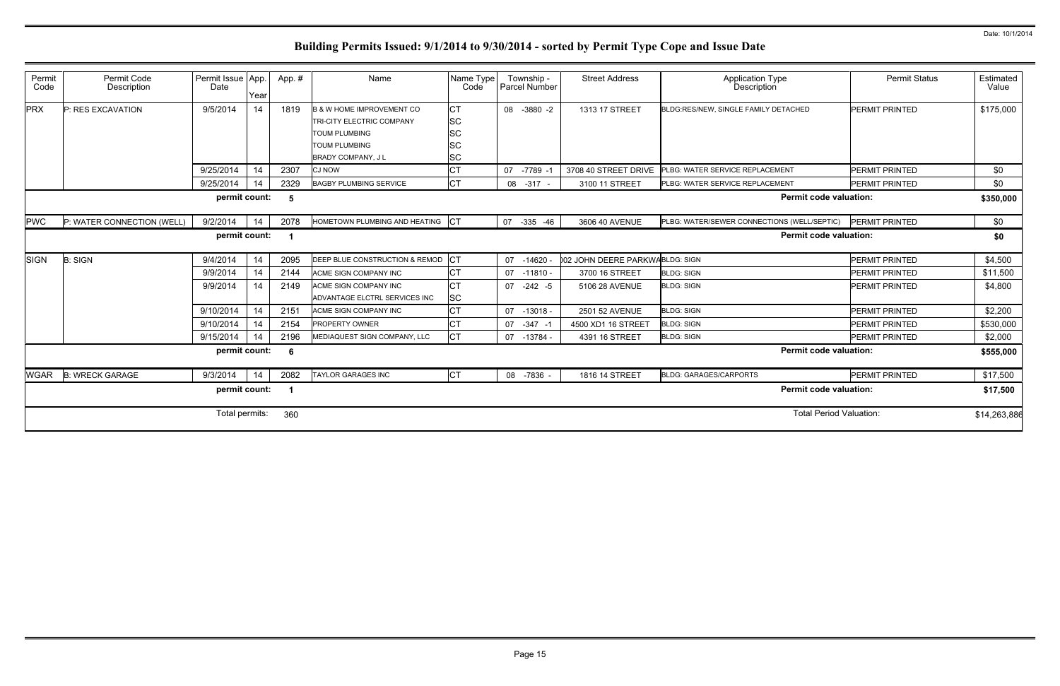# Building Permits Issued: 9/1/2014 to 9/30/2014 - sorted by Permit Type Cope and Issue Date

Date: 10/1/2014

| Permit Code | Permit Code Description | Permit Issue Date | App. Year | App. # | Name | Name Type Code | Township - Parcel Number | Street Address | Application Type Description | Permit Status | Estimated Value |
|---|---|---|---|---|---|---|---|---|---|---|---|
| PRX | P: RES EXCAVATION | 9/5/2014 | 14 | 1819 | B & W HOME IMPROVEMENT CO | CT | 08 -3880 -2 | 1313 17 STREET | BLDG:RES/NEW, SINGLE FAMILY DETACHED | PERMIT PRINTED | $175,000 |
| | | | | | TRI-CITY ELECTRIC COMPANY | SC | | | | | |
| | | | | | TOUM PLUMBING | SC | | | | | |
| | | | | | TOUM PLUMBING | SC | | | | | |
| | | | | | BRADY COMPANY, J L | SC | | | | | |
| | | 9/25/2014 | 14 | 2307 | CJ NOW | CT | 07 -7789 -1 | 3708 40 STREET DRIVE | PLBG: WATER SERVICE REPLACEMENT | PERMIT PRINTED | $0 |
| | | 9/25/2014 | 14 | 2329 | BAGBY PLUMBING SERVICE | CT | 08 -317 - | 3100 11 STREET | PLBG: WATER SERVICE REPLACEMENT | PERMIT PRINTED | $0 |
| | | permit count: | | 5 | | | | | Permit code valuation: | | $350,000 |
| PWC | P: WATER CONNECTION (WELL) | 9/2/2014 | 14 | 2078 | HOMETOWN PLUMBING AND HEATING | CT | 07 -335 -46 | 3606 40 AVENUE | PLBG: WATER/SEWER CONNECTIONS (WELL/SEPTIC) | PERMIT PRINTED | $0 |
| | | permit count: | | 1 | | | | | Permit code valuation: | | $0 |
| SIGN | B: SIGN | 9/4/2014 | 14 | 2095 | DEEP BLUE CONSTRUCTION & REMOD | CT | 07 -14620 - | 02 JOHN DEERE PARKWA | BLDG: SIGN | PERMIT PRINTED | $4,500 |
| | | 9/9/2014 | 14 | 2144 | ACME SIGN COMPANY INC | CT | 07 -11810 - | 3700 16 STREET | BLDG: SIGN | PERMIT PRINTED | $11,500 |
| | | 9/9/2014 | 14 | 2149 | ACME SIGN COMPANY INC | CT | 07 -242 -5 | 5106 28 AVENUE | BLDG: SIGN | PERMIT PRINTED | $4,800 |
| | | | | | ADVANTAGE ELCTRL SERVICES INC | SC | | | | | |
| | | 9/10/2014 | 14 | 2151 | ACME SIGN COMPANY INC | CT | 07 -13018 - | 2501 52 AVENUE | BLDG: SIGN | PERMIT PRINTED | $2,200 |
| | | 9/10/2014 | 14 | 2154 | PROPERTY OWNER | CT | 07 -347 -1 | 4500 XD1 16 STREET | BLDG: SIGN | PERMIT PRINTED | $530,000 |
| | | 9/15/2014 | 14 | 2196 | MEDIAQUEST SIGN COMPANY, LLC | CT | 07 -13784 - | 4391 16 STREET | BLDG: SIGN | PERMIT PRINTED | $2,000 |
| | | permit count: | | 6 | | | | | Permit code valuation: | | $555,000 |
| WGAR | B: WRECK GARAGE | 9/3/2014 | 14 | 2082 | TAYLOR GARAGES INC | CT | 08 -7836 - | 1816 14 STREET | BLDG: GARAGES/CARPORTS | PERMIT PRINTED | $17,500 |
| | | permit count: | | 1 | | | | | Permit code valuation: | | $17,500 |
| | | Total permits: | | 360 | | | | | Total Period Valuation: | | $14,263,886 |